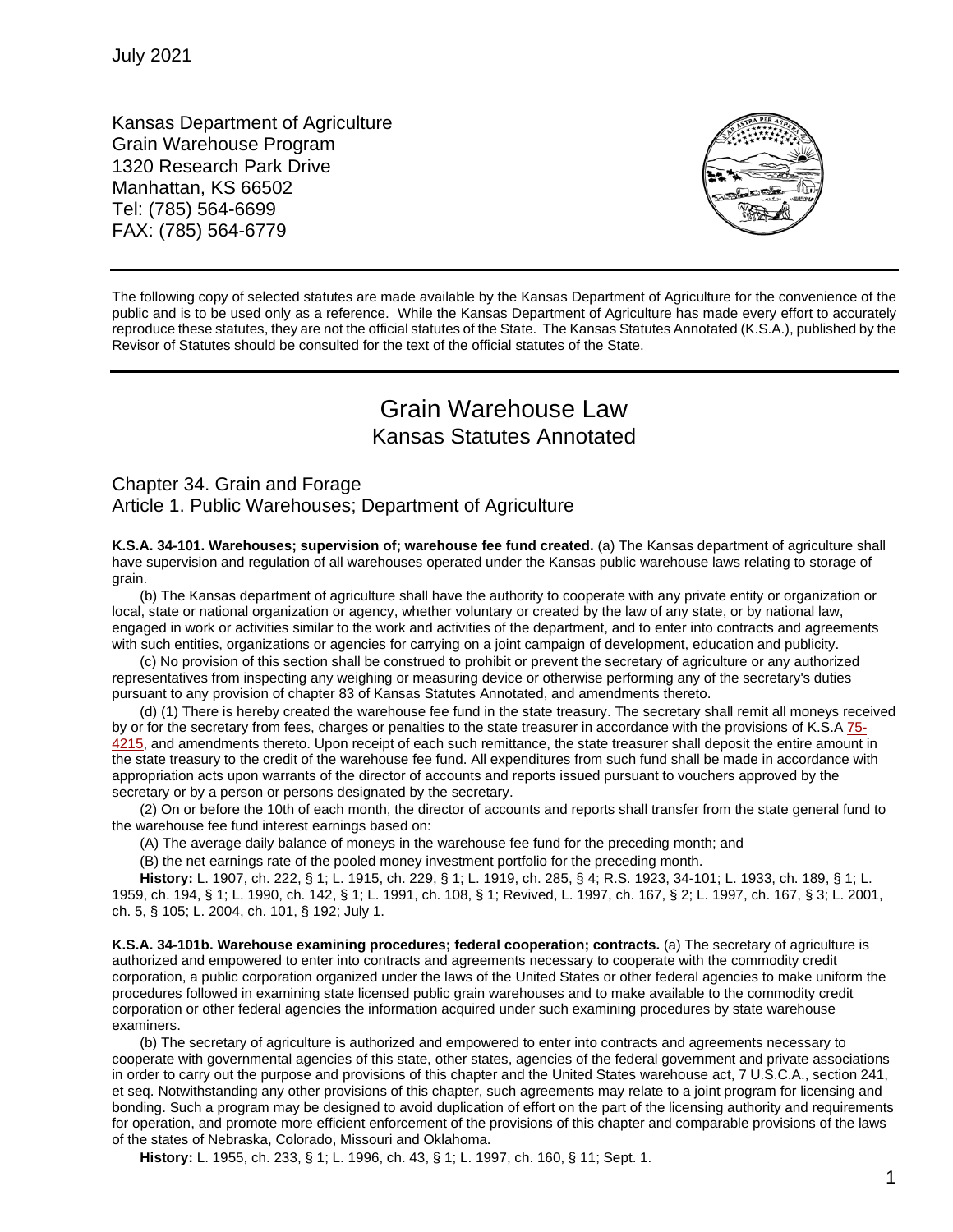July 2021

Kansas Department of Agriculture
Grain Warehouse Program
1320 Research Park Drive
Manhattan, KS 66502
Tel: (785) 564-6699
FAX: (785) 564-6779

---

The following copy of selected statutes are made available by the Kansas Department of Agriculture for the convenience of the public and is to be used only as a reference. While the Kansas Department of Agriculture has made every effort to accurately reproduce these statutes, they are not the official statutes of the State. The Kansas Statutes Annotated (K.S.A.), published by the Revisor of Statutes should be consulted for the text of the official statutes of the State.

---

# Grain Warehouse Law

## Kansas Statutes Annotated

## Chapter 34. Grain and Forage

## Article 1. Public Warehouses; Department of Agriculture

**K.S.A. 34-101. Warehouses; supervision of; warehouse fee fund created.** (a) The Kansas department of agriculture shall have supervision and regulation of all warehouses operated under the Kansas public warehouse laws relating to storage of grain.

(b) The Kansas department of agriculture shall have the authority to cooperate with any private entity or organization or local, state or national organization or agency, whether voluntary or created by the law of any state, or by national law, engaged in work or activities similar to the work and activities of the department, and to enter into contracts and agreements with such entities, organizations or agencies for carrying on a joint campaign of development, education and publicity.

(c) No provision of this section shall be construed to prohibit or prevent the secretary of agriculture or any authorized representatives from inspecting any weighing or measuring device or otherwise performing any of the secretary's duties pursuant to any provision of chapter 83 of Kansas Statutes Annotated, and amendments thereto.

(d) (1) There is hereby created the warehouse fee fund in the state treasury. The secretary shall remit all moneys received by or for the secretary from fees, charges or penalties to the state treasurer in accordance with the provisions of K.S.A 75-4215, and amendments thereto. Upon receipt of each such remittance, the state treasurer shall deposit the entire amount in the state treasury to the credit of the warehouse fee fund. All expenditures from such fund shall be made in accordance with appropriation acts upon warrants of the director of accounts and reports issued pursuant to vouchers approved by the secretary or by a person or persons designated by the secretary.

(2) On or before the 10th of each month, the director of accounts and reports shall transfer from the state general fund to the warehouse fee fund interest earnings based on:

(A) The average daily balance of moneys in the warehouse fee fund for the preceding month; and

(B) the net earnings rate of the pooled money investment portfolio for the preceding month.

**History:** L. 1907, ch. 222, § 1; L. 1915, ch. 229, § 1; L. 1919, ch. 285, § 4; R.S. 1923, 34-101; L. 1933, ch. 189, § 1; L. 1959, ch. 194, § 1; L. 1990, ch. 142, § 1; L. 1991, ch. 108, § 1; Revived, L. 1997, ch. 167, § 2; L. 1997, ch. 167, § 3; L. 2001, ch. 5, § 105; L. 2004, ch. 101, § 192; July 1.

**K.S.A. 34-101b. Warehouse examining procedures; federal cooperation; contracts.** (a) The secretary of agriculture is authorized and empowered to enter into contracts and agreements necessary to cooperate with the commodity credit corporation, a public corporation organized under the laws of the United States or other federal agencies to make uniform the procedures followed in examining state licensed public grain warehouses and to make available to the commodity credit corporation or other federal agencies the information acquired under such examining procedures by state warehouse examiners.

(b) The secretary of agriculture is authorized and empowered to enter into contracts and agreements necessary to cooperate with governmental agencies of this state, other states, agencies of the federal government and private associations in order to carry out the purpose and provisions of this chapter and the United States warehouse act, 7 U.S.C.A., section 241, et seq. Notwithstanding any other provisions of this chapter, such agreements may relate to a joint program for licensing and bonding. Such a program may be designed to avoid duplication of effort on the part of the licensing authority and requirements for operation, and promote more efficient enforcement of the provisions of this chapter and comparable provisions of the laws of the states of Nebraska, Colorado, Missouri and Oklahoma.

**History:** L. 1955, ch. 233, § 1; L. 1996, ch. 43, § 1; L. 1997, ch. 160, § 11; Sept. 1.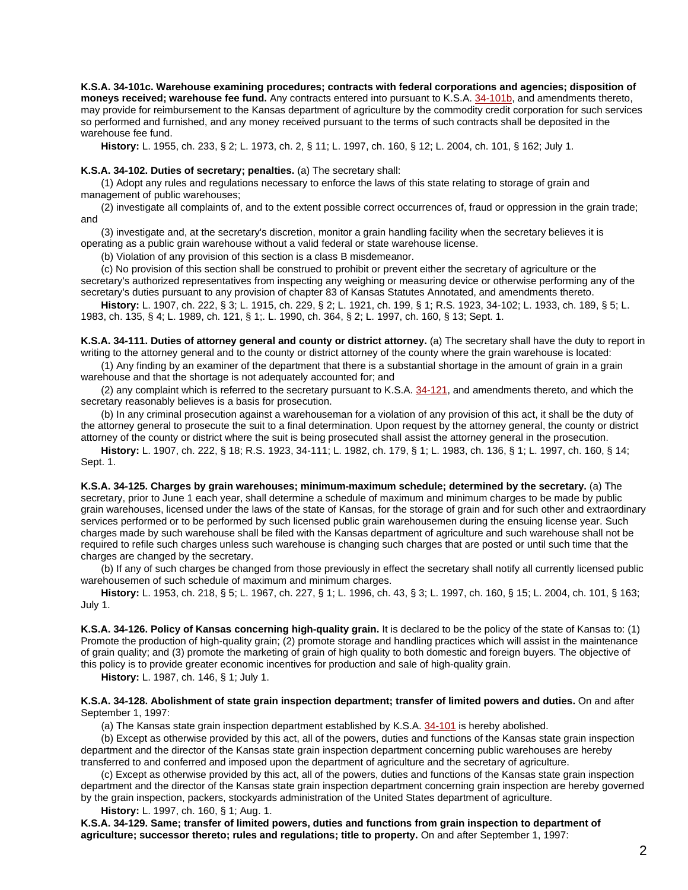**K.S.A. 34-101c. Warehouse examining procedures; contracts with federal corporations and agencies; disposition of moneys received; warehouse fee fund.** Any contracts entered into pursuant to K.S.A. 34-101b, and amendments thereto, may provide for reimbursement to the Kansas department of agriculture by the commodity credit corporation for such services so performed and furnished, and any money received pursuant to the terms of such contracts shall be deposited in the warehouse fee fund.

**History:** L. 1955, ch. 233, § 2; L. 1973, ch. 2, § 11; L. 1997, ch. 160, § 12; L. 2004, ch. 101, § 162; July 1.

**K.S.A. 34-102. Duties of secretary; penalties.** (a) The secretary shall:

(1) Adopt any rules and regulations necessary to enforce the laws of this state relating to storage of grain and management of public warehouses;

(2) investigate all complaints of, and to the extent possible correct occurrences of, fraud or oppression in the grain trade; and

(3) investigate and, at the secretary's discretion, monitor a grain handling facility when the secretary believes it is operating as a public grain warehouse without a valid federal or state warehouse license.

(b) Violation of any provision of this section is a class B misdemeanor.

(c) No provision of this section shall be construed to prohibit or prevent either the secretary of agriculture or the secretary's authorized representatives from inspecting any weighing or measuring device or otherwise performing any of the secretary's duties pursuant to any provision of chapter 83 of Kansas Statutes Annotated, and amendments thereto.

**History:** L. 1907, ch. 222, § 3; L. 1915, ch. 229, § 2; L. 1921, ch. 199, § 1; R.S. 1923, 34-102; L. 1933, ch. 189, § 5; L. 1983, ch. 135, § 4; L. 1989, ch. 121, § 1;. L. 1990, ch. 364, § 2; L. 1997, ch. 160, § 13; Sept. 1.

**K.S.A. 34-111. Duties of attorney general and county or district attorney.** (a) The secretary shall have the duty to report in writing to the attorney general and to the county or district attorney of the county where the grain warehouse is located:

(1) Any finding by an examiner of the department that there is a substantial shortage in the amount of grain in a grain warehouse and that the shortage is not adequately accounted for; and

(2) any complaint which is referred to the secretary pursuant to K.S.A. 34-121, and amendments thereto, and which the secretary reasonably believes is a basis for prosecution.

(b) In any criminal prosecution against a warehouseman for a violation of any provision of this act, it shall be the duty of the attorney general to prosecute the suit to a final determination. Upon request by the attorney general, the county or district attorney of the county or district where the suit is being prosecuted shall assist the attorney general in the prosecution.

**History:** L. 1907, ch. 222, § 18; R.S. 1923, 34-111; L. 1982, ch. 179, § 1; L. 1983, ch. 136, § 1; L. 1997, ch. 160, § 14; Sept. 1.

**K.S.A. 34-125. Charges by grain warehouses; minimum-maximum schedule; determined by the secretary.** (a) The secretary, prior to June 1 each year, shall determine a schedule of maximum and minimum charges to be made by public grain warehouses, licensed under the laws of the state of Kansas, for the storage of grain and for such other and extraordinary services performed or to be performed by such licensed public grain warehousemen during the ensuing license year. Such charges made by such warehouse shall be filed with the Kansas department of agriculture and such warehouse shall not be required to refile such charges unless such warehouse is changing such charges that are posted or until such time that the charges are changed by the secretary.

(b) If any of such charges be changed from those previously in effect the secretary shall notify all currently licensed public warehousemen of such schedule of maximum and minimum charges.

**History:** L. 1953, ch. 218, § 5; L. 1967, ch. 227, § 1; L. 1996, ch. 43, § 3; L. 1997, ch. 160, § 15; L. 2004, ch. 101, § 163; July 1.

**K.S.A. 34-126. Policy of Kansas concerning high-quality grain.** It is declared to be the policy of the state of Kansas to: (1) Promote the production of high-quality grain; (2) promote storage and handling practices which will assist in the maintenance of grain quality; and (3) promote the marketing of grain of high quality to both domestic and foreign buyers. The objective of this policy is to provide greater economic incentives for production and sale of high-quality grain.

**History:** L. 1987, ch. 146, § 1; July 1.

**K.S.A. 34-128. Abolishment of state grain inspection department; transfer of limited powers and duties.** On and after September 1, 1997:

(a) The Kansas state grain inspection department established by K.S.A. 34-101 is hereby abolished.

(b) Except as otherwise provided by this act, all of the powers, duties and functions of the Kansas state grain inspection department and the director of the Kansas state grain inspection department concerning public warehouses are hereby transferred to and conferred and imposed upon the department of agriculture and the secretary of agriculture.

(c) Except as otherwise provided by this act, all of the powers, duties and functions of the Kansas state grain inspection department and the director of the Kansas state grain inspection department concerning grain inspection are hereby governed by the grain inspection, packers, stockyards administration of the United States department of agriculture.

**History:** L. 1997, ch. 160, § 1; Aug. 1.

**K.S.A. 34-129. Same; transfer of limited powers, duties and functions from grain inspection to department of agriculture; successor thereto; rules and regulations; title to property.** On and after September 1, 1997: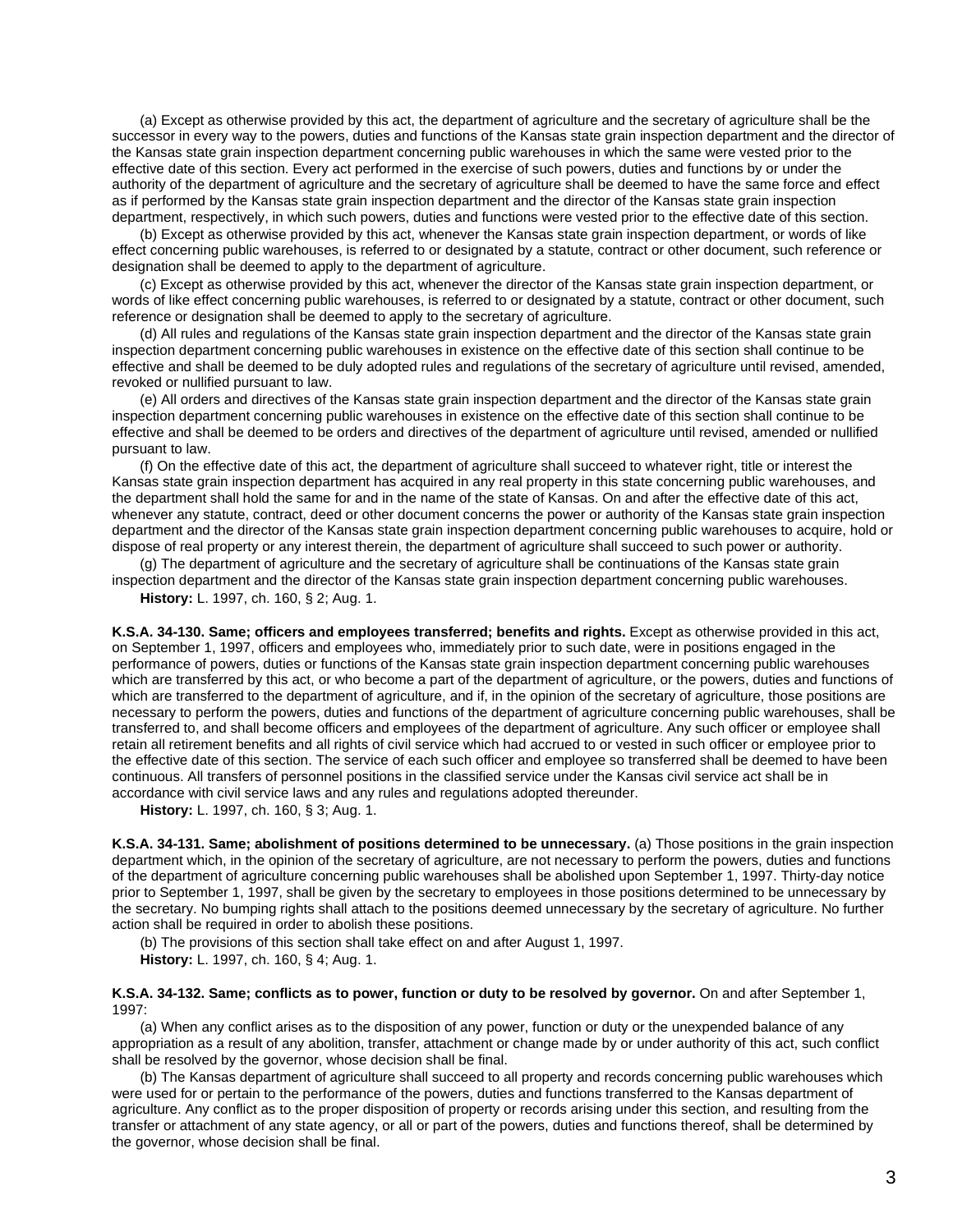(a) Except as otherwise provided by this act, the department of agriculture and the secretary of agriculture shall be the successor in every way to the powers, duties and functions of the Kansas state grain inspection department and the director of the Kansas state grain inspection department concerning public warehouses in which the same were vested prior to the effective date of this section. Every act performed in the exercise of such powers, duties and functions by or under the authority of the department of agriculture and the secretary of agriculture shall be deemed to have the same force and effect as if performed by the Kansas state grain inspection department and the director of the Kansas state grain inspection department, respectively, in which such powers, duties and functions were vested prior to the effective date of this section.

(b) Except as otherwise provided by this act, whenever the Kansas state grain inspection department, or words of like effect concerning public warehouses, is referred to or designated by a statute, contract or other document, such reference or designation shall be deemed to apply to the department of agriculture.

(c) Except as otherwise provided by this act, whenever the director of the Kansas state grain inspection department, or words of like effect concerning public warehouses, is referred to or designated by a statute, contract or other document, such reference or designation shall be deemed to apply to the secretary of agriculture.

(d) All rules and regulations of the Kansas state grain inspection department and the director of the Kansas state grain inspection department concerning public warehouses in existence on the effective date of this section shall continue to be effective and shall be deemed to be duly adopted rules and regulations of the secretary of agriculture until revised, amended, revoked or nullified pursuant to law.

(e) All orders and directives of the Kansas state grain inspection department and the director of the Kansas state grain inspection department concerning public warehouses in existence on the effective date of this section shall continue to be effective and shall be deemed to be orders and directives of the department of agriculture until revised, amended or nullified pursuant to law.

(f) On the effective date of this act, the department of agriculture shall succeed to whatever right, title or interest the Kansas state grain inspection department has acquired in any real property in this state concerning public warehouses, and the department shall hold the same for and in the name of the state of Kansas. On and after the effective date of this act, whenever any statute, contract, deed or other document concerns the power or authority of the Kansas state grain inspection department and the director of the Kansas state grain inspection department concerning public warehouses to acquire, hold or dispose of real property or any interest therein, the department of agriculture shall succeed to such power or authority.

(g) The department of agriculture and the secretary of agriculture shall be continuations of the Kansas state grain inspection department and the director of the Kansas state grain inspection department concerning public warehouses.

**History:** L. 1997, ch. 160, § 2; Aug. 1.

**K.S.A. 34-130. Same; officers and employees transferred; benefits and rights.** Except as otherwise provided in this act, on September 1, 1997, officers and employees who, immediately prior to such date, were in positions engaged in the performance of powers, duties or functions of the Kansas state grain inspection department concerning public warehouses which are transferred by this act, or who become a part of the department of agriculture, or the powers, duties and functions of which are transferred to the department of agriculture, and if, in the opinion of the secretary of agriculture, those positions are necessary to perform the powers, duties and functions of the department of agriculture concerning public warehouses, shall be transferred to, and shall become officers and employees of the department of agriculture. Any such officer or employee shall retain all retirement benefits and all rights of civil service which had accrued to or vested in such officer or employee prior to the effective date of this section. The service of each such officer and employee so transferred shall be deemed to have been continuous. All transfers of personnel positions in the classified service under the Kansas civil service act shall be in accordance with civil service laws and any rules and regulations adopted thereunder.

**History:** L. 1997, ch. 160, § 3; Aug. 1.

**K.S.A. 34-131. Same; abolishment of positions determined to be unnecessary.** (a) Those positions in the grain inspection department which, in the opinion of the secretary of agriculture, are not necessary to perform the powers, duties and functions of the department of agriculture concerning public warehouses shall be abolished upon September 1, 1997. Thirty-day notice prior to September 1, 1997, shall be given by the secretary to employees in those positions determined to be unnecessary by the secretary. No bumping rights shall attach to the positions deemed unnecessary by the secretary of agriculture. No further action shall be required in order to abolish these positions.

(b) The provisions of this section shall take effect on and after August 1, 1997.

**History:** L. 1997, ch. 160, § 4; Aug. 1.

**K.S.A. 34-132. Same; conflicts as to power, function or duty to be resolved by governor.** On and after September 1, 1997:

(a) When any conflict arises as to the disposition of any power, function or duty or the unexpended balance of any appropriation as a result of any abolition, transfer, attachment or change made by or under authority of this act, such conflict shall be resolved by the governor, whose decision shall be final.

(b) The Kansas department of agriculture shall succeed to all property and records concerning public warehouses which were used for or pertain to the performance of the powers, duties and functions transferred to the Kansas department of agriculture. Any conflict as to the proper disposition of property or records arising under this section, and resulting from the transfer or attachment of any state agency, or all or part of the powers, duties and functions thereof, shall be determined by the governor, whose decision shall be final.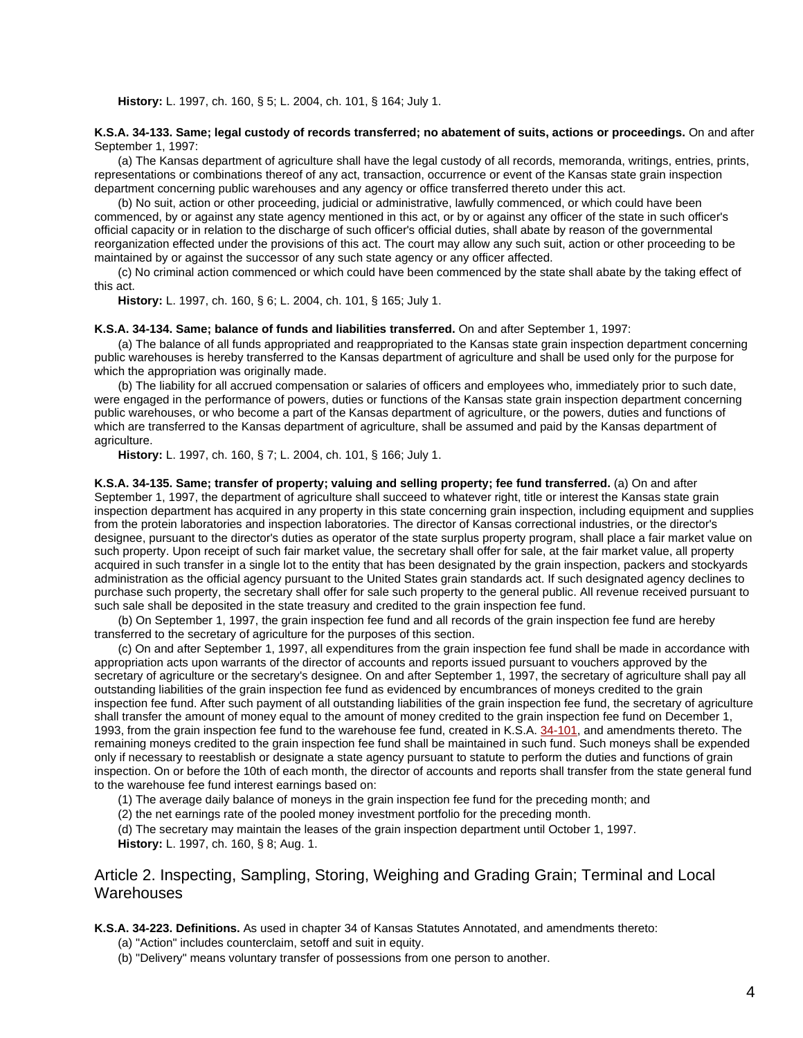**History:** L. 1997, ch. 160, § 5; L. 2004, ch. 101, § 164; July 1.

**K.S.A. 34-133. Same; legal custody of records transferred; no abatement of suits, actions or proceedings.** On and after September 1, 1997:

(a) The Kansas department of agriculture shall have the legal custody of all records, memoranda, writings, entries, prints, representations or combinations thereof of any act, transaction, occurrence or event of the Kansas state grain inspection department concerning public warehouses and any agency or office transferred thereto under this act.

(b) No suit, action or other proceeding, judicial or administrative, lawfully commenced, or which could have been commenced, by or against any state agency mentioned in this act, or by or against any officer of the state in such officer's official capacity or in relation to the discharge of such officer's official duties, shall abate by reason of the governmental reorganization effected under the provisions of this act. The court may allow any such suit, action or other proceeding to be maintained by or against the successor of any such state agency or any officer affected.

(c) No criminal action commenced or which could have been commenced by the state shall abate by the taking effect of this act.

**History:** L. 1997, ch. 160, § 6; L. 2004, ch. 101, § 165; July 1.

**K.S.A. 34-134. Same; balance of funds and liabilities transferred.** On and after September 1, 1997:

(a) The balance of all funds appropriated and reappropriated to the Kansas state grain inspection department concerning public warehouses is hereby transferred to the Kansas department of agriculture and shall be used only for the purpose for which the appropriation was originally made.

(b) The liability for all accrued compensation or salaries of officers and employees who, immediately prior to such date, were engaged in the performance of powers, duties or functions of the Kansas state grain inspection department concerning public warehouses, or who become a part of the Kansas department of agriculture, or the powers, duties and functions of which are transferred to the Kansas department of agriculture, shall be assumed and paid by the Kansas department of agriculture.

**History:** L. 1997, ch. 160, § 7; L. 2004, ch. 101, § 166; July 1.

**K.S.A. 34-135. Same; transfer of property; valuing and selling property; fee fund transferred.** (a) On and after September 1, 1997, the department of agriculture shall succeed to whatever right, title or interest the Kansas state grain inspection department has acquired in any property in this state concerning grain inspection, including equipment and supplies from the protein laboratories and inspection laboratories. The director of Kansas correctional industries, or the director's designee, pursuant to the director's duties as operator of the state surplus property program, shall place a fair market value on such property. Upon receipt of such fair market value, the secretary shall offer for sale, at the fair market value, all property acquired in such transfer in a single lot to the entity that has been designated by the grain inspection, packers and stockyards administration as the official agency pursuant to the United States grain standards act. If such designated agency declines to purchase such property, the secretary shall offer for sale such property to the general public. All revenue received pursuant to such sale shall be deposited in the state treasury and credited to the grain inspection fee fund.

(b) On September 1, 1997, the grain inspection fee fund and all records of the grain inspection fee fund are hereby transferred to the secretary of agriculture for the purposes of this section.

(c) On and after September 1, 1997, all expenditures from the grain inspection fee fund shall be made in accordance with appropriation acts upon warrants of the director of accounts and reports issued pursuant to vouchers approved by the secretary of agriculture or the secretary's designee. On and after September 1, 1997, the secretary of agriculture shall pay all outstanding liabilities of the grain inspection fee fund as evidenced by encumbrances of moneys credited to the grain inspection fee fund. After such payment of all outstanding liabilities of the grain inspection fee fund, the secretary of agriculture shall transfer the amount of money equal to the amount of money credited to the grain inspection fee fund on December 1, 1993, from the grain inspection fee fund to the warehouse fee fund, created in K.S.A. 34-101, and amendments thereto. The remaining moneys credited to the grain inspection fee fund shall be maintained in such fund. Such moneys shall be expended only if necessary to reestablish or designate a state agency pursuant to statute to perform the duties and functions of grain inspection. On or before the 10th of each month, the director of accounts and reports shall transfer from the state general fund to the warehouse fee fund interest earnings based on:

(1) The average daily balance of moneys in the grain inspection fee fund for the preceding month; and

(2) the net earnings rate of the pooled money investment portfolio for the preceding month.

(d) The secretary may maintain the leases of the grain inspection department until October 1, 1997.

**History:** L. 1997, ch. 160, § 8; Aug. 1.

## Article 2. Inspecting, Sampling, Storing, Weighing and Grading Grain; Terminal and Local Warehouses

**K.S.A. 34-223. Definitions.** As used in chapter 34 of Kansas Statutes Annotated, and amendments thereto:

(a) "Action" includes counterclaim, setoff and suit in equity.

(b) "Delivery" means voluntary transfer of possessions from one person to another.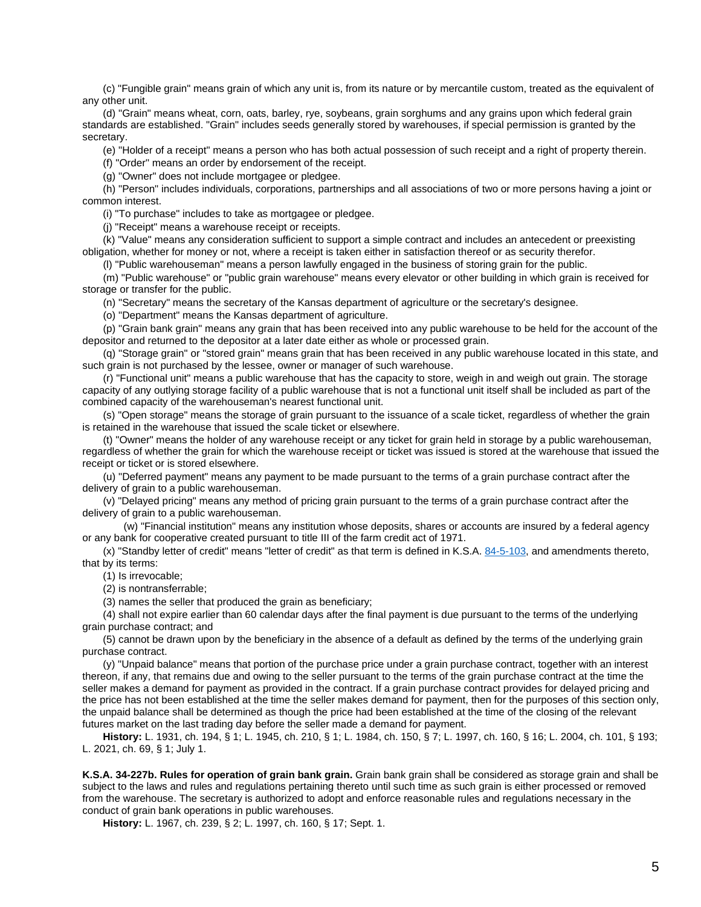(c) "Fungible grain" means grain of which any unit is, from its nature or by mercantile custom, treated as the equivalent of any other unit.

(d) "Grain" means wheat, corn, oats, barley, rye, soybeans, grain sorghums and any grains upon which federal grain standards are established. "Grain" includes seeds generally stored by warehouses, if special permission is granted by the secretary.

(e) "Holder of a receipt" means a person who has both actual possession of such receipt and a right of property therein.

(f) "Order" means an order by endorsement of the receipt.

(g) "Owner" does not include mortgagee or pledgee.

(h) "Person" includes individuals, corporations, partnerships and all associations of two or more persons having a joint or common interest.

(i) "To purchase" includes to take as mortgagee or pledgee.

(j) "Receipt" means a warehouse receipt or receipts.

(k) "Value" means any consideration sufficient to support a simple contract and includes an antecedent or preexisting obligation, whether for money or not, where a receipt is taken either in satisfaction thereof or as security therefor.

(l) "Public warehouseman" means a person lawfully engaged in the business of storing grain for the public.

(m) "Public warehouse" or "public grain warehouse" means every elevator or other building in which grain is received for storage or transfer for the public.

(n) "Secretary" means the secretary of the Kansas department of agriculture or the secretary's designee.

(o) "Department" means the Kansas department of agriculture.

(p) "Grain bank grain" means any grain that has been received into any public warehouse to be held for the account of the depositor and returned to the depositor at a later date either as whole or processed grain.

(q) "Storage grain" or "stored grain" means grain that has been received in any public warehouse located in this state, and such grain is not purchased by the lessee, owner or manager of such warehouse.

(r) "Functional unit" means a public warehouse that has the capacity to store, weigh in and weigh out grain. The storage capacity of any outlying storage facility of a public warehouse that is not a functional unit itself shall be included as part of the combined capacity of the warehouseman's nearest functional unit.

(s) "Open storage" means the storage of grain pursuant to the issuance of a scale ticket, regardless of whether the grain is retained in the warehouse that issued the scale ticket or elsewhere.

(t) "Owner" means the holder of any warehouse receipt or any ticket for grain held in storage by a public warehouseman, regardless of whether the grain for which the warehouse receipt or ticket was issued is stored at the warehouse that issued the receipt or ticket or is stored elsewhere.

(u) "Deferred payment" means any payment to be made pursuant to the terms of a grain purchase contract after the delivery of grain to a public warehouseman.

(v) "Delayed pricing" means any method of pricing grain pursuant to the terms of a grain purchase contract after the delivery of grain to a public warehouseman.

(w) "Financial institution" means any institution whose deposits, shares or accounts are insured by a federal agency or any bank for cooperative created pursuant to title III of the farm credit act of 1971.

(x) "Standby letter of credit" means "letter of credit" as that term is defined in K.S.A. 84-5-103, and amendments thereto, that by its terms:

(1) Is irrevocable;

(2) is nontransferrable;

(3) names the seller that produced the grain as beneficiary;

(4) shall not expire earlier than 60 calendar days after the final payment is due pursuant to the terms of the underlying grain purchase contract; and

(5) cannot be drawn upon by the beneficiary in the absence of a default as defined by the terms of the underlying grain purchase contract.

(y) "Unpaid balance" means that portion of the purchase price under a grain purchase contract, together with an interest thereon, if any, that remains due and owing to the seller pursuant to the terms of the grain purchase contract at the time the seller makes a demand for payment as provided in the contract. If a grain purchase contract provides for delayed pricing and the price has not been established at the time the seller makes demand for payment, then for the purposes of this section only, the unpaid balance shall be determined as though the price had been established at the time of the closing of the relevant futures market on the last trading day before the seller made a demand for payment.

**History:** L. 1931, ch. 194, § 1; L. 1945, ch. 210, § 1; L. 1984, ch. 150, § 7; L. 1997, ch. 160, § 16; L. 2004, ch. 101, § 193; L. 2021, ch. 69, § 1; July 1.

**K.S.A. 34-227b. Rules for operation of grain bank grain.** Grain bank grain shall be considered as storage grain and shall be subject to the laws and rules and regulations pertaining thereto until such time as such grain is either processed or removed from the warehouse. The secretary is authorized to adopt and enforce reasonable rules and regulations necessary in the conduct of grain bank operations in public warehouses.

**History:** L. 1967, ch. 239, § 2; L. 1997, ch. 160, § 17; Sept. 1.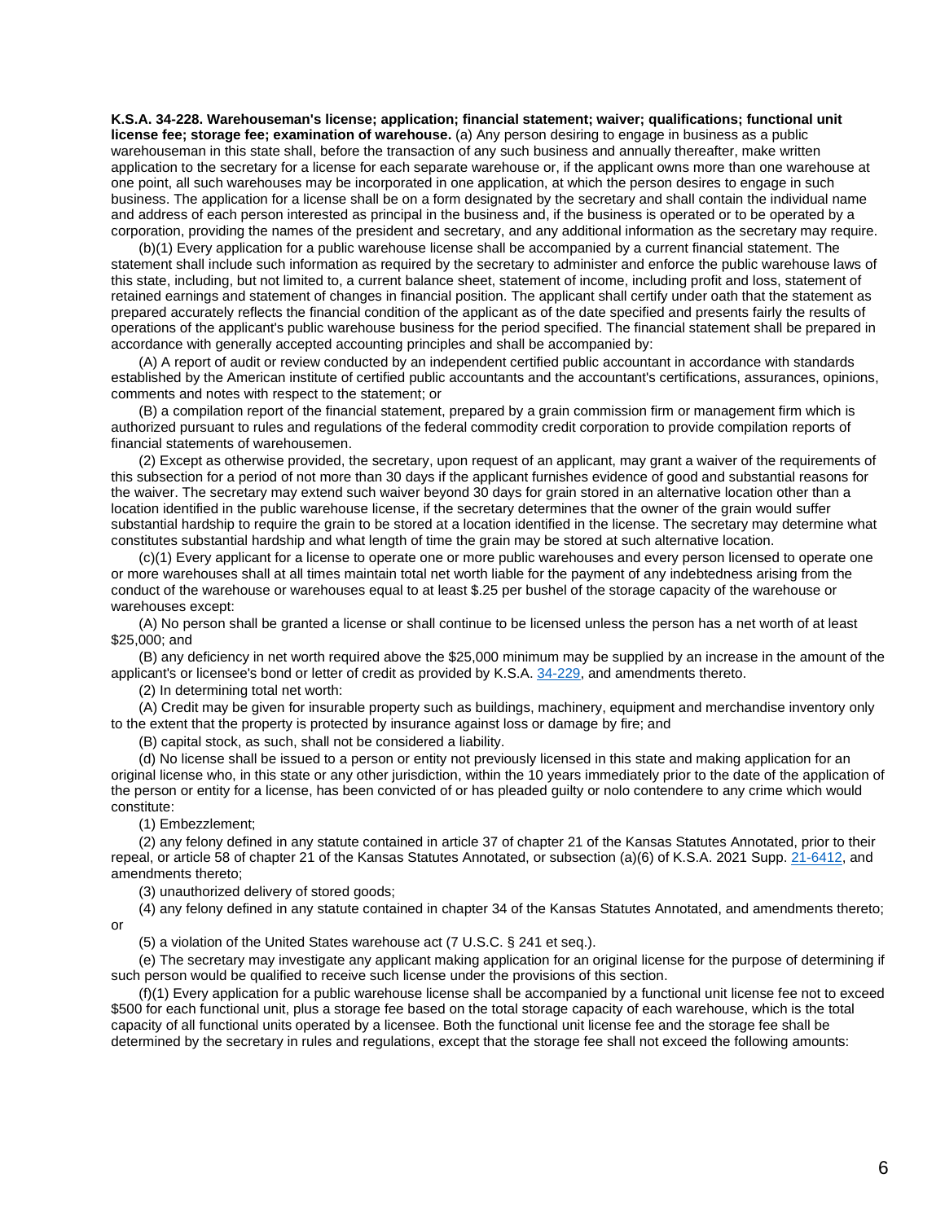**K.S.A. 34-228. Warehouseman's license; application; financial statement; waiver; qualifications; functional unit license fee; storage fee; examination of warehouse.** (a) Any person desiring to engage in business as a public warehouseman in this state shall, before the transaction of any such business and annually thereafter, make written application to the secretary for a license for each separate warehouse or, if the applicant owns more than one warehouse at one point, all such warehouses may be incorporated in one application, at which the person desires to engage in such business. The application for a license shall be on a form designated by the secretary and shall contain the individual name and address of each person interested as principal in the business and, if the business is operated or to be operated by a corporation, providing the names of the president and secretary, and any additional information as the secretary may require.

(b)(1) Every application for a public warehouse license shall be accompanied by a current financial statement. The statement shall include such information as required by the secretary to administer and enforce the public warehouse laws of this state, including, but not limited to, a current balance sheet, statement of income, including profit and loss, statement of retained earnings and statement of changes in financial position. The applicant shall certify under oath that the statement as prepared accurately reflects the financial condition of the applicant as of the date specified and presents fairly the results of operations of the applicant's public warehouse business for the period specified. The financial statement shall be prepared in accordance with generally accepted accounting principles and shall be accompanied by:

(A) A report of audit or review conducted by an independent certified public accountant in accordance with standards established by the American institute of certified public accountants and the accountant's certifications, assurances, opinions, comments and notes with respect to the statement; or

(B) a compilation report of the financial statement, prepared by a grain commission firm or management firm which is authorized pursuant to rules and regulations of the federal commodity credit corporation to provide compilation reports of financial statements of warehousemen.

(2) Except as otherwise provided, the secretary, upon request of an applicant, may grant a waiver of the requirements of this subsection for a period of not more than 30 days if the applicant furnishes evidence of good and substantial reasons for the waiver. The secretary may extend such waiver beyond 30 days for grain stored in an alternative location other than a location identified in the public warehouse license, if the secretary determines that the owner of the grain would suffer substantial hardship to require the grain to be stored at a location identified in the license. The secretary may determine what constitutes substantial hardship and what length of time the grain may be stored at such alternative location.

(c)(1) Every applicant for a license to operate one or more public warehouses and every person licensed to operate one or more warehouses shall at all times maintain total net worth liable for the payment of any indebtedness arising from the conduct of the warehouse or warehouses equal to at least $.25 per bushel of the storage capacity of the warehouse or warehouses except:

(A) No person shall be granted a license or shall continue to be licensed unless the person has a net worth of at least $25,000; and

(B) any deficiency in net worth required above the $25,000 minimum may be supplied by an increase in the amount of the applicant's or licensee's bond or letter of credit as provided by K.S.A. 34-229, and amendments thereto.

(2) In determining total net worth:

(A) Credit may be given for insurable property such as buildings, machinery, equipment and merchandise inventory only to the extent that the property is protected by insurance against loss or damage by fire; and

(B) capital stock, as such, shall not be considered a liability.

(d) No license shall be issued to a person or entity not previously licensed in this state and making application for an original license who, in this state or any other jurisdiction, within the 10 years immediately prior to the date of the application of the person or entity for a license, has been convicted of or has pleaded guilty or nolo contendere to any crime which would constitute:

(1) Embezzlement;

(2) any felony defined in any statute contained in article 37 of chapter 21 of the Kansas Statutes Annotated, prior to their repeal, or article 58 of chapter 21 of the Kansas Statutes Annotated, or subsection (a)(6) of K.S.A. 2021 Supp. 21-6412, and amendments thereto;

(3) unauthorized delivery of stored goods;

(4) any felony defined in any statute contained in chapter 34 of the Kansas Statutes Annotated, and amendments thereto; or

(5) a violation of the United States warehouse act (7 U.S.C. § 241 et seq.).

(e) The secretary may investigate any applicant making application for an original license for the purpose of determining if such person would be qualified to receive such license under the provisions of this section.

(f)(1) Every application for a public warehouse license shall be accompanied by a functional unit license fee not to exceed $500 for each functional unit, plus a storage fee based on the total storage capacity of each warehouse, which is the total capacity of all functional units operated by a licensee. Both the functional unit license fee and the storage fee shall be determined by the secretary in rules and regulations, except that the storage fee shall not exceed the following amounts: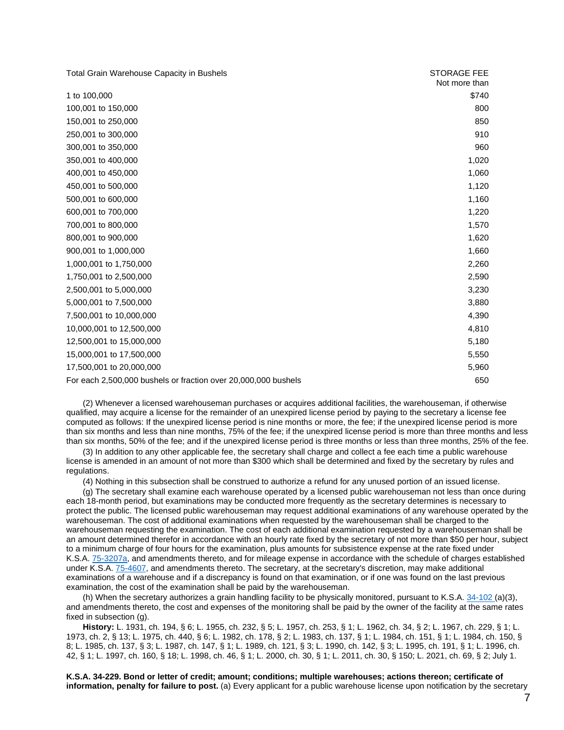| Total Grain Warehouse Capacity in Bushels | STORAGE FEE Not more than |
|---|---|
| 1 to 100,000 | $740 |
| 100,001 to 150,000 | 800 |
| 150,001 to 250,000 | 850 |
| 250,001 to 300,000 | 910 |
| 300,001 to 350,000 | 960 |
| 350,001 to 400,000 | 1,020 |
| 400,001 to 450,000 | 1,060 |
| 450,001 to 500,000 | 1,120 |
| 500,001 to 600,000 | 1,160 |
| 600,001 to 700,000 | 1,220 |
| 700,001 to 800,000 | 1,570 |
| 800,001 to 900,000 | 1,620 |
| 900,001 to 1,000,000 | 1,660 |
| 1,000,001 to 1,750,000 | 2,260 |
| 1,750,001 to 2,500,000 | 2,590 |
| 2,500,001 to 5,000,000 | 3,230 |
| 5,000,001 to 7,500,000 | 3,880 |
| 7,500,001 to 10,000,000 | 4,390 |
| 10,000,001 to 12,500,000 | 4,810 |
| 12,500,001 to 15,000,000 | 5,180 |
| 15,000,001 to 17,500,000 | 5,550 |
| 17,500,001 to 20,000,000 | 5,960 |
| For each 2,500,000 bushels or fraction over 20,000,000 bushels | 650 |

(2) Whenever a licensed warehouseman purchases or acquires additional facilities, the warehouseman, if otherwise qualified, may acquire a license for the remainder of an unexpired license period by paying to the secretary a license fee computed as follows: If the unexpired license period is nine months or more, the fee; if the unexpired license period is more than six months and less than nine months, 75% of the fee; if the unexpired license period is more than three months and less than six months, 50% of the fee; and if the unexpired license period is three months or less than three months, 25% of the fee.

(3) In addition to any other applicable fee, the secretary shall charge and collect a fee each time a public warehouse license is amended in an amount of not more than $300 which shall be determined and fixed by the secretary by rules and regulations.

(4) Nothing in this subsection shall be construed to authorize a refund for any unused portion of an issued license.

(g) The secretary shall examine each warehouse operated by a licensed public warehouseman not less than once during each 18-month period, but examinations may be conducted more frequently as the secretary determines is necessary to protect the public. The licensed public warehouseman may request additional examinations of any warehouse operated by the warehouseman. The cost of additional examinations when requested by the warehouseman shall be charged to the warehouseman requesting the examination. The cost of each additional examination requested by a warehouseman shall be an amount determined therefor in accordance with an hourly rate fixed by the secretary of not more than $50 per hour, subject to a minimum charge of four hours for the examination, plus amounts for subsistence expense at the rate fixed under K.S.A. 75-3207a, and amendments thereto, and for mileage expense in accordance with the schedule of charges established under K.S.A. 75-4607, and amendments thereto. The secretary, at the secretary's discretion, may make additional examinations of a warehouse and if a discrepancy is found on that examination, or if one was found on the last previous examination, the cost of the examination shall be paid by the warehouseman.

(h) When the secretary authorizes a grain handling facility to be physically monitored, pursuant to K.S.A. 34-102 (a)(3), and amendments thereto, the cost and expenses of the monitoring shall be paid by the owner of the facility at the same rates fixed in subsection (g).

**History:** L. 1931, ch. 194, § 6; L. 1955, ch. 232, § 5; L. 1957, ch. 253, § 1; L. 1962, ch. 34, § 2; L. 1967, ch. 229, § 1; L. 1973, ch. 2, § 13; L. 1975, ch. 440, § 6; L. 1982, ch. 178, § 2; L. 1983, ch. 137, § 1; L. 1984, ch. 151, § 1; L. 1984, ch. 150, § 8; L. 1985, ch. 137, § 3; L. 1987, ch. 147, § 1; L. 1989, ch. 121, § 3; L. 1990, ch. 142, § 3; L. 1995, ch. 191, § 1; L. 1996, ch. 42, § 1; L. 1997, ch. 160, § 18; L. 1998, ch. 46, § 1; L. 2000, ch. 30, § 1; L. 2011, ch. 30, § 150; L. 2021, ch. 69, § 2; July 1.

**K.S.A. 34-229. Bond or letter of credit; amount; conditions; multiple warehouses; actions thereon; certificate of information, penalty for failure to post.** (a) Every applicant for a public warehouse license upon notification by the secretary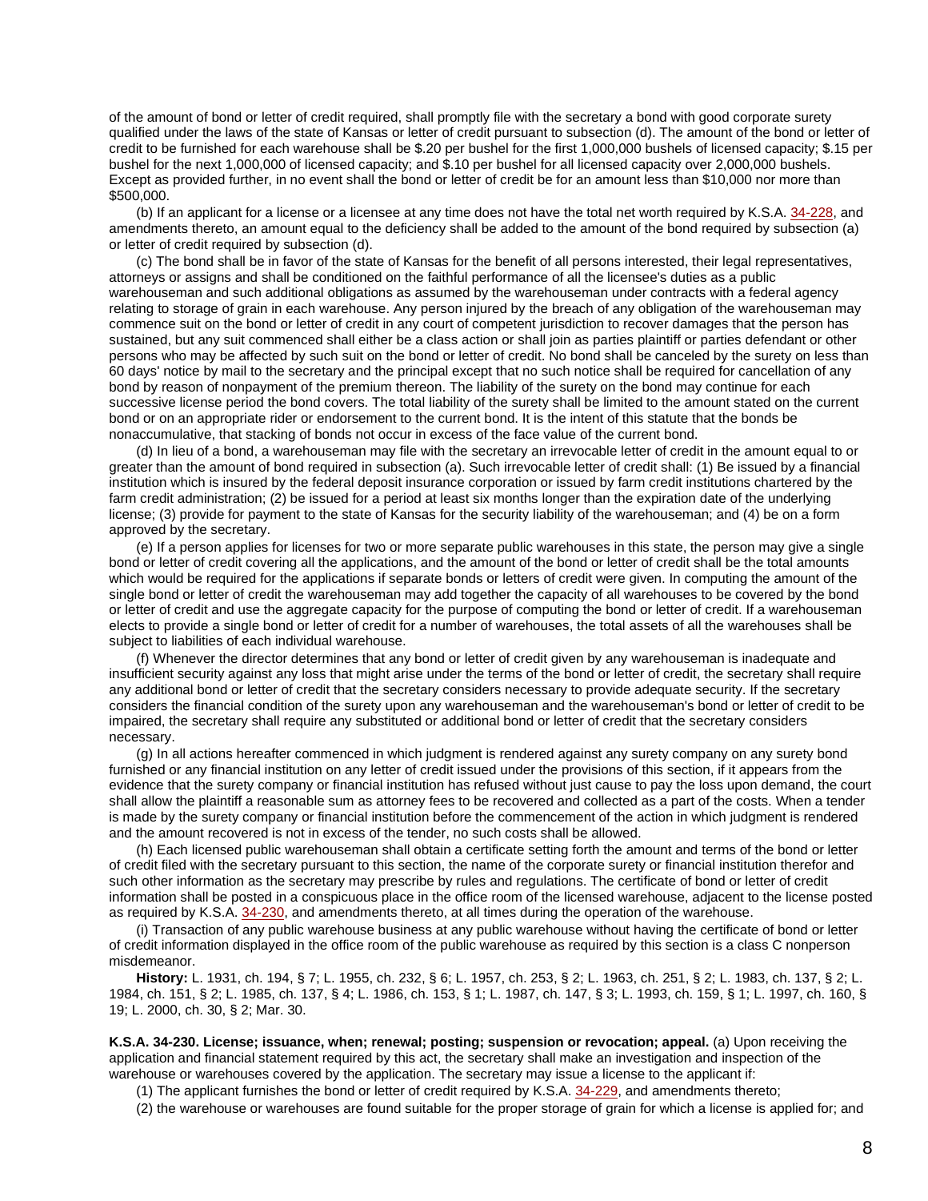of the amount of bond or letter of credit required, shall promptly file with the secretary a bond with good corporate surety qualified under the laws of the state of Kansas or letter of credit pursuant to subsection (d). The amount of the bond or letter of credit to be furnished for each warehouse shall be $.20 per bushel for the first 1,000,000 bushels of licensed capacity; $.15 per bushel for the next 1,000,000 of licensed capacity; and $.10 per bushel for all licensed capacity over 2,000,000 bushels. Except as provided further, in no event shall the bond or letter of credit be for an amount less than $10,000 nor more than $500,000.

(b) If an applicant for a license or a licensee at any time does not have the total net worth required by K.S.A. 34-228, and amendments thereto, an amount equal to the deficiency shall be added to the amount of the bond required by subsection (a) or letter of credit required by subsection (d).

(c) The bond shall be in favor of the state of Kansas for the benefit of all persons interested, their legal representatives, attorneys or assigns and shall be conditioned on the faithful performance of all the licensee's duties as a public warehouseman and such additional obligations as assumed by the warehouseman under contracts with a federal agency relating to storage of grain in each warehouse. Any person injured by the breach of any obligation of the warehouseman may commence suit on the bond or letter of credit in any court of competent jurisdiction to recover damages that the person has sustained, but any suit commenced shall either be a class action or shall join as parties plaintiff or parties defendant or other persons who may be affected by such suit on the bond or letter of credit. No bond shall be canceled by the surety on less than 60 days' notice by mail to the secretary and the principal except that no such notice shall be required for cancellation of any bond by reason of nonpayment of the premium thereon. The liability of the surety on the bond may continue for each successive license period the bond covers. The total liability of the surety shall be limited to the amount stated on the current bond or on an appropriate rider or endorsement to the current bond. It is the intent of this statute that the bonds be nonaccumulative, that stacking of bonds not occur in excess of the face value of the current bond.

(d) In lieu of a bond, a warehouseman may file with the secretary an irrevocable letter of credit in the amount equal to or greater than the amount of bond required in subsection (a). Such irrevocable letter of credit shall: (1) Be issued by a financial institution which is insured by the federal deposit insurance corporation or issued by farm credit institutions chartered by the farm credit administration; (2) be issued for a period at least six months longer than the expiration date of the underlying license; (3) provide for payment to the state of Kansas for the security liability of the warehouseman; and (4) be on a form approved by the secretary.

(e) If a person applies for licenses for two or more separate public warehouses in this state, the person may give a single bond or letter of credit covering all the applications, and the amount of the bond or letter of credit shall be the total amounts which would be required for the applications if separate bonds or letters of credit were given. In computing the amount of the single bond or letter of credit the warehouseman may add together the capacity of all warehouses to be covered by the bond or letter of credit and use the aggregate capacity for the purpose of computing the bond or letter of credit. If a warehouseman elects to provide a single bond or letter of credit for a number of warehouses, the total assets of all the warehouses shall be subject to liabilities of each individual warehouse.

(f) Whenever the director determines that any bond or letter of credit given by any warehouseman is inadequate and insufficient security against any loss that might arise under the terms of the bond or letter of credit, the secretary shall require any additional bond or letter of credit that the secretary considers necessary to provide adequate security. If the secretary considers the financial condition of the surety upon any warehouseman and the warehouseman's bond or letter of credit to be impaired, the secretary shall require any substituted or additional bond or letter of credit that the secretary considers necessary.

(g) In all actions hereafter commenced in which judgment is rendered against any surety company on any surety bond furnished or any financial institution on any letter of credit issued under the provisions of this section, if it appears from the evidence that the surety company or financial institution has refused without just cause to pay the loss upon demand, the court shall allow the plaintiff a reasonable sum as attorney fees to be recovered and collected as a part of the costs. When a tender is made by the surety company or financial institution before the commencement of the action in which judgment is rendered and the amount recovered is not in excess of the tender, no such costs shall be allowed.

(h) Each licensed public warehouseman shall obtain a certificate setting forth the amount and terms of the bond or letter of credit filed with the secretary pursuant to this section, the name of the corporate surety or financial institution therefor and such other information as the secretary may prescribe by rules and regulations. The certificate of bond or letter of credit information shall be posted in a conspicuous place in the office room of the licensed warehouse, adjacent to the license posted as required by K.S.A. 34-230, and amendments thereto, at all times during the operation of the warehouse.

(i) Transaction of any public warehouse business at any public warehouse without having the certificate of bond or letter of credit information displayed in the office room of the public warehouse as required by this section is a class C nonperson misdemeanor.

**History:** L. 1931, ch. 194, § 7; L. 1955, ch. 232, § 6; L. 1957, ch. 253, § 2; L. 1963, ch. 251, § 2; L. 1983, ch. 137, § 2; L. 1984, ch. 151, § 2; L. 1985, ch. 137, § 4; L. 1986, ch. 153, § 1; L. 1987, ch. 147, § 3; L. 1993, ch. 159, § 1; L. 1997, ch. 160, § 19; L. 2000, ch. 30, § 2; Mar. 30.

**K.S.A. 34-230. License; issuance, when; renewal; posting; suspension or revocation; appeal.** (a) Upon receiving the application and financial statement required by this act, the secretary shall make an investigation and inspection of the warehouse or warehouses covered by the application. The secretary may issue a license to the applicant if:

(1) The applicant furnishes the bond or letter of credit required by K.S.A. 34-229, and amendments thereto;

(2) the warehouse or warehouses are found suitable for the proper storage of grain for which a license is applied for; and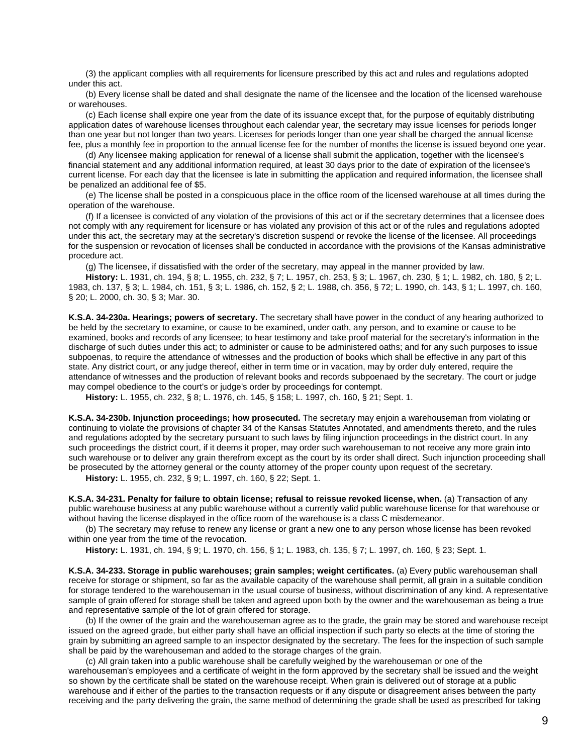(3) the applicant complies with all requirements for licensure prescribed by this act and rules and regulations adopted under this act.

(b) Every license shall be dated and shall designate the name of the licensee and the location of the licensed warehouse or warehouses.

(c) Each license shall expire one year from the date of its issuance except that, for the purpose of equitably distributing application dates of warehouse licenses throughout each calendar year, the secretary may issue licenses for periods longer than one year but not longer than two years. Licenses for periods longer than one year shall be charged the annual license fee, plus a monthly fee in proportion to the annual license fee for the number of months the license is issued beyond one year.

(d) Any licensee making application for renewal of a license shall submit the application, together with the licensee's financial statement and any additional information required, at least 30 days prior to the date of expiration of the licensee's current license. For each day that the licensee is late in submitting the application and required information, the licensee shall be penalized an additional fee of $5.

(e) The license shall be posted in a conspicuous place in the office room of the licensed warehouse at all times during the operation of the warehouse.

(f) If a licensee is convicted of any violation of the provisions of this act or if the secretary determines that a licensee does not comply with any requirement for licensure or has violated any provision of this act or of the rules and regulations adopted under this act, the secretary may at the secretary's discretion suspend or revoke the license of the licensee. All proceedings for the suspension or revocation of licenses shall be conducted in accordance with the provisions of the Kansas administrative procedure act.

(g) The licensee, if dissatisfied with the order of the secretary, may appeal in the manner provided by law.

**History:** L. 1931, ch. 194, § 8; L. 1955, ch. 232, § 7; L. 1957, ch. 253, § 3; L. 1967, ch. 230, § 1; L. 1982, ch. 180, § 2; L. 1983, ch. 137, § 3; L. 1984, ch. 151, § 3; L. 1986, ch. 152, § 2; L. 1988, ch. 356, § 72; L. 1990, ch. 143, § 1; L. 1997, ch. 160, § 20; L. 2000, ch. 30, § 3; Mar. 30.

**K.S.A. 34-230a. Hearings; powers of secretary.** The secretary shall have power in the conduct of any hearing authorized to be held by the secretary to examine, or cause to be examined, under oath, any person, and to examine or cause to be examined, books and records of any licensee; to hear testimony and take proof material for the secretary's information in the discharge of such duties under this act; to administer or cause to be administered oaths; and for any such purposes to issue subpoenas, to require the attendance of witnesses and the production of books which shall be effective in any part of this state. Any district court, or any judge thereof, either in term time or in vacation, may by order duly entered, require the attendance of witnesses and the production of relevant books and records subpoenaed by the secretary. The court or judge may compel obedience to the court's or judge's order by proceedings for contempt.

**History:** L. 1955, ch. 232, § 8; L. 1976, ch. 145, § 158; L. 1997, ch. 160, § 21; Sept. 1.

**K.S.A. 34-230b. Injunction proceedings; how prosecuted.** The secretary may enjoin a warehouseman from violating or continuing to violate the provisions of chapter 34 of the Kansas Statutes Annotated, and amendments thereto, and the rules and regulations adopted by the secretary pursuant to such laws by filing injunction proceedings in the district court. In any such proceedings the district court, if it deems it proper, may order such warehouseman to not receive any more grain into such warehouse or to deliver any grain therefrom except as the court by its order shall direct. Such injunction proceeding shall be prosecuted by the attorney general or the county attorney of the proper county upon request of the secretary.

**History:** L. 1955, ch. 232, § 9; L. 1997, ch. 160, § 22; Sept. 1.

**K.S.A. 34-231. Penalty for failure to obtain license; refusal to reissue revoked license, when.** (a) Transaction of any public warehouse business at any public warehouse without a currently valid public warehouse license for that warehouse or without having the license displayed in the office room of the warehouse is a class C misdemeanor.

(b) The secretary may refuse to renew any license or grant a new one to any person whose license has been revoked within one year from the time of the revocation.

**History:** L. 1931, ch. 194, § 9; L. 1970, ch. 156, § 1; L. 1983, ch. 135, § 7; L. 1997, ch. 160, § 23; Sept. 1.

**K.S.A. 34-233. Storage in public warehouses; grain samples; weight certificates.** (a) Every public warehouseman shall receive for storage or shipment, so far as the available capacity of the warehouse shall permit, all grain in a suitable condition for storage tendered to the warehouseman in the usual course of business, without discrimination of any kind. A representative sample of grain offered for storage shall be taken and agreed upon both by the owner and the warehouseman as being a true and representative sample of the lot of grain offered for storage.

(b) If the owner of the grain and the warehouseman agree as to the grade, the grain may be stored and warehouse receipt issued on the agreed grade, but either party shall have an official inspection if such party so elects at the time of storing the grain by submitting an agreed sample to an inspector designated by the secretary. The fees for the inspection of such sample shall be paid by the warehouseman and added to the storage charges of the grain.

(c) All grain taken into a public warehouse shall be carefully weighed by the warehouseman or one of the warehouseman's employees and a certificate of weight in the form approved by the secretary shall be issued and the weight so shown by the certificate shall be stated on the warehouse receipt. When grain is delivered out of storage at a public warehouse and if either of the parties to the transaction requests or if any dispute or disagreement arises between the party receiving and the party delivering the grain, the same method of determining the grade shall be used as prescribed for taking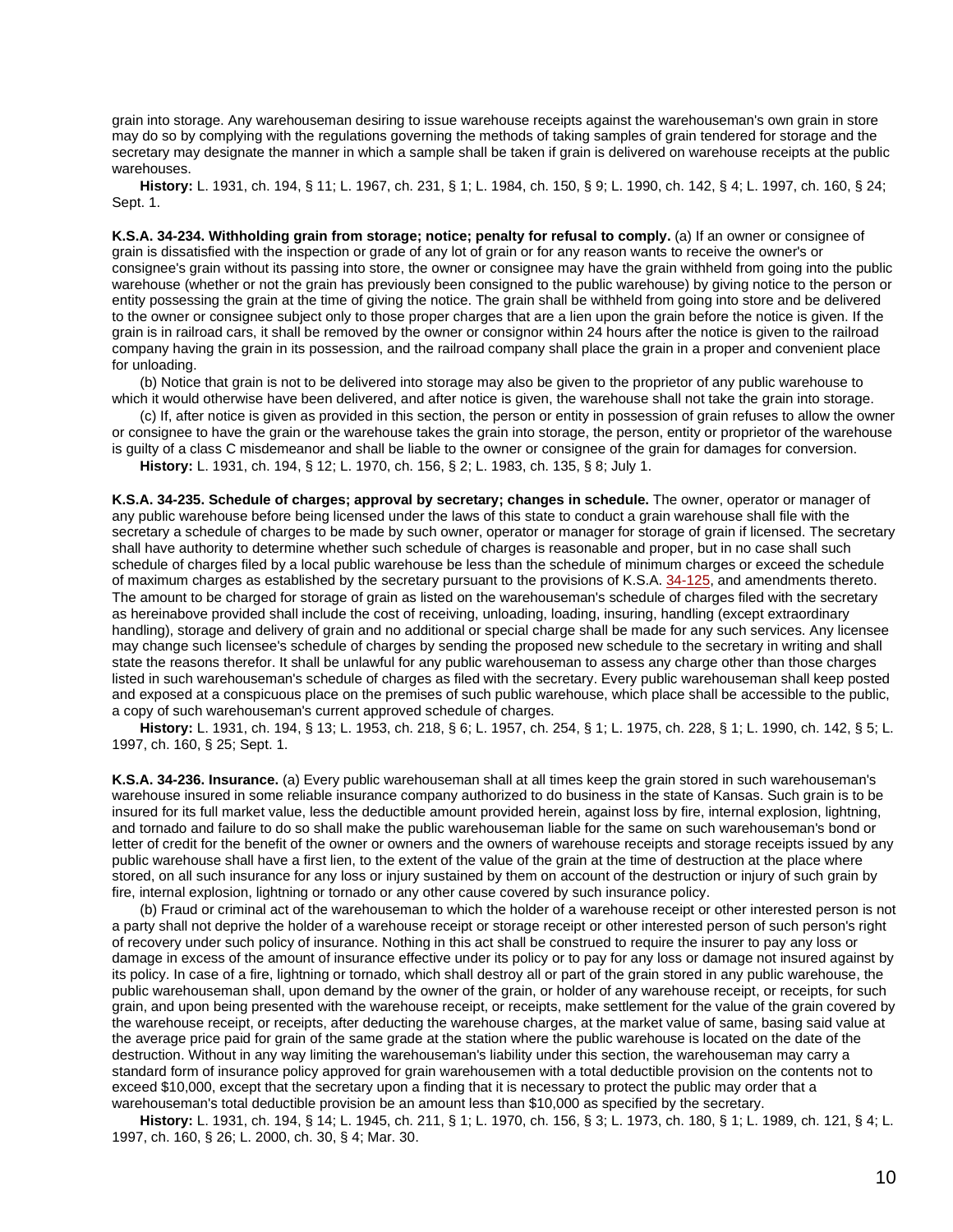grain into storage. Any warehouseman desiring to issue warehouse receipts against the warehouseman's own grain in store may do so by complying with the regulations governing the methods of taking samples of grain tendered for storage and the secretary may designate the manner in which a sample shall be taken if grain is delivered on warehouse receipts at the public warehouses.

**History:** L. 1931, ch. 194, § 11; L. 1967, ch. 231, § 1; L. 1984, ch. 150, § 9; L. 1990, ch. 142, § 4; L. 1997, ch. 160, § 24; Sept. 1.

**K.S.A. 34-234. Withholding grain from storage; notice; penalty for refusal to comply.** (a) If an owner or consignee of grain is dissatisfied with the inspection or grade of any lot of grain or for any reason wants to receive the owner's or consignee's grain without its passing into store, the owner or consignee may have the grain withheld from going into the public warehouse (whether or not the grain has previously been consigned to the public warehouse) by giving notice to the person or entity possessing the grain at the time of giving the notice. The grain shall be withheld from going into store and be delivered to the owner or consignee subject only to those proper charges that are a lien upon the grain before the notice is given. If the grain is in railroad cars, it shall be removed by the owner or consignor within 24 hours after the notice is given to the railroad company having the grain in its possession, and the railroad company shall place the grain in a proper and convenient place for unloading.

(b) Notice that grain is not to be delivered into storage may also be given to the proprietor of any public warehouse to which it would otherwise have been delivered, and after notice is given, the warehouse shall not take the grain into storage.

(c) If, after notice is given as provided in this section, the person or entity in possession of grain refuses to allow the owner or consignee to have the grain or the warehouse takes the grain into storage, the person, entity or proprietor of the warehouse is guilty of a class C misdemeanor and shall be liable to the owner or consignee of the grain for damages for conversion.

**History:** L. 1931, ch. 194, § 12; L. 1970, ch. 156, § 2; L. 1983, ch. 135, § 8; July 1.

**K.S.A. 34-235. Schedule of charges; approval by secretary; changes in schedule.** The owner, operator or manager of any public warehouse before being licensed under the laws of this state to conduct a grain warehouse shall file with the secretary a schedule of charges to be made by such owner, operator or manager for storage of grain if licensed. The secretary shall have authority to determine whether such schedule of charges is reasonable and proper, but in no case shall such schedule of charges filed by a local public warehouse be less than the schedule of minimum charges or exceed the schedule of maximum charges as established by the secretary pursuant to the provisions of K.S.A. 34-125, and amendments thereto. The amount to be charged for storage of grain as listed on the warehouseman's schedule of charges filed with the secretary as hereinabove provided shall include the cost of receiving, unloading, loading, insuring, handling (except extraordinary handling), storage and delivery of grain and no additional or special charge shall be made for any such services. Any licensee may change such licensee's schedule of charges by sending the proposed new schedule to the secretary in writing and shall state the reasons therefor. It shall be unlawful for any public warehouseman to assess any charge other than those charges listed in such warehouseman's schedule of charges as filed with the secretary. Every public warehouseman shall keep posted and exposed at a conspicuous place on the premises of such public warehouse, which place shall be accessible to the public, a copy of such warehouseman's current approved schedule of charges.

**History:** L. 1931, ch. 194, § 13; L. 1953, ch. 218, § 6; L. 1957, ch. 254, § 1; L. 1975, ch. 228, § 1; L. 1990, ch. 142, § 5; L. 1997, ch. 160, § 25; Sept. 1.

**K.S.A. 34-236. Insurance.** (a) Every public warehouseman shall at all times keep the grain stored in such warehouseman's warehouse insured in some reliable insurance company authorized to do business in the state of Kansas. Such grain is to be insured for its full market value, less the deductible amount provided herein, against loss by fire, internal explosion, lightning, and tornado and failure to do so shall make the public warehouseman liable for the same on such warehouseman's bond or letter of credit for the benefit of the owner or owners and the owners of warehouse receipts and storage receipts issued by any public warehouse shall have a first lien, to the extent of the value of the grain at the time of destruction at the place where stored, on all such insurance for any loss or injury sustained by them on account of the destruction or injury of such grain by fire, internal explosion, lightning or tornado or any other cause covered by such insurance policy.

(b) Fraud or criminal act of the warehouseman to which the holder of a warehouse receipt or other interested person is not a party shall not deprive the holder of a warehouse receipt or storage receipt or other interested person of such person's right of recovery under such policy of insurance. Nothing in this act shall be construed to require the insurer to pay any loss or damage in excess of the amount of insurance effective under its policy or to pay for any loss or damage not insured against by its policy. In case of a fire, lightning or tornado, which shall destroy all or part of the grain stored in any public warehouse, the public warehouseman shall, upon demand by the owner of the grain, or holder of any warehouse receipt, or receipts, for such grain, and upon being presented with the warehouse receipt, or receipts, make settlement for the value of the grain covered by the warehouse receipt, or receipts, after deducting the warehouse charges, at the market value of same, basing said value at the average price paid for grain of the same grade at the station where the public warehouse is located on the date of the destruction. Without in any way limiting the warehouseman's liability under this section, the warehouseman may carry a standard form of insurance policy approved for grain warehousemen with a total deductible provision on the contents not to exceed $10,000, except that the secretary upon a finding that it is necessary to protect the public may order that a warehouseman's total deductible provision be an amount less than $10,000 as specified by the secretary.

**History:** L. 1931, ch. 194, § 14; L. 1945, ch. 211, § 1; L. 1970, ch. 156, § 3; L. 1973, ch. 180, § 1; L. 1989, ch. 121, § 4; L. 1997, ch. 160, § 26; L. 2000, ch. 30, § 4; Mar. 30.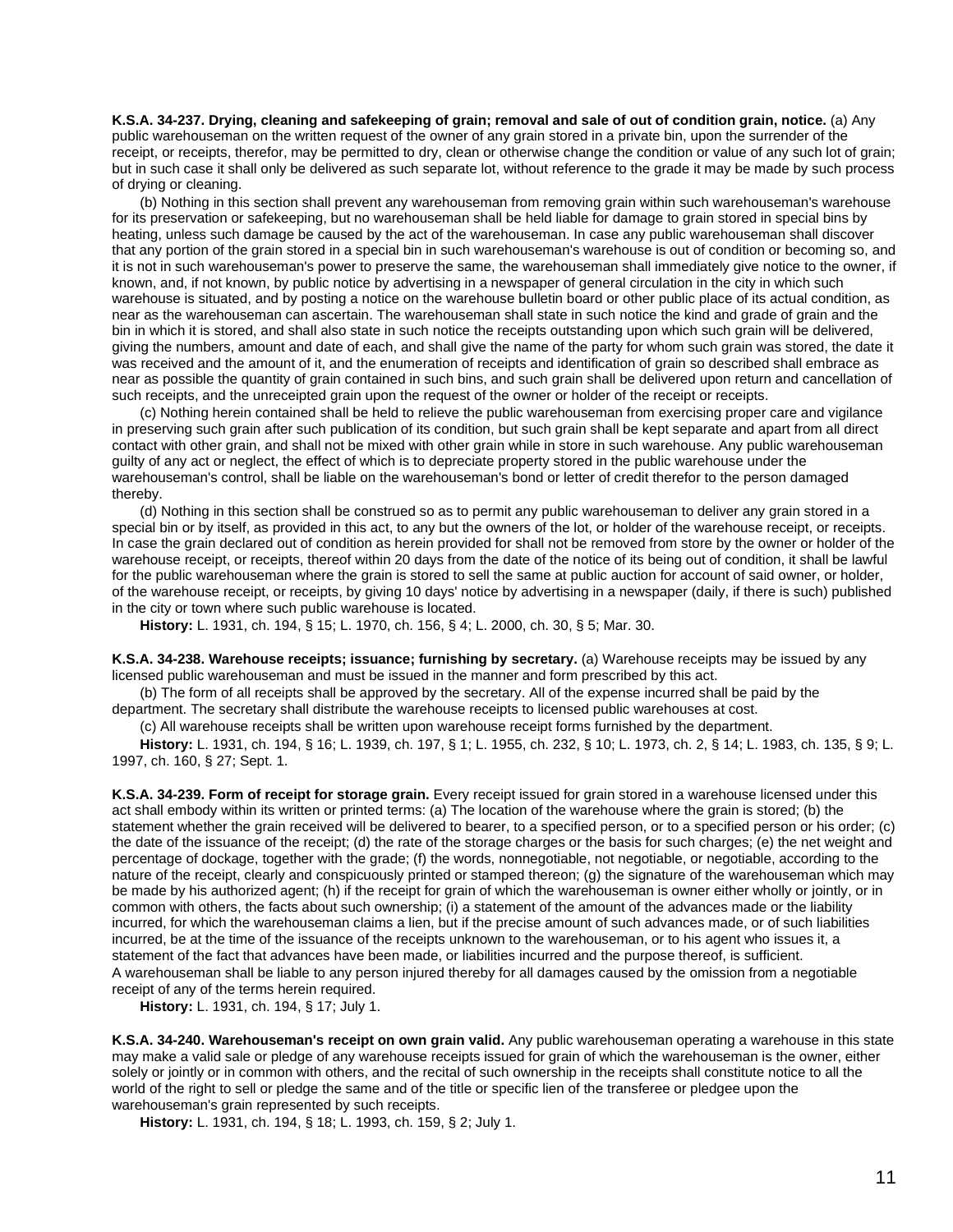**K.S.A. 34-237. Drying, cleaning and safekeeping of grain; removal and sale of out of condition grain, notice.** (a) Any public warehouseman on the written request of the owner of any grain stored in a private bin, upon the surrender of the receipt, or receipts, therefor, may be permitted to dry, clean or otherwise change the condition or value of any such lot of grain; but in such case it shall only be delivered as such separate lot, without reference to the grade it may be made by such process of drying or cleaning.

(b) Nothing in this section shall prevent any warehouseman from removing grain within such warehouseman's warehouse for its preservation or safekeeping, but no warehouseman shall be held liable for damage to grain stored in special bins by heating, unless such damage be caused by the act of the warehouseman. In case any public warehouseman shall discover that any portion of the grain stored in a special bin in such warehouseman's warehouse is out of condition or becoming so, and it is not in such warehouseman's power to preserve the same, the warehouseman shall immediately give notice to the owner, if known, and, if not known, by public notice by advertising in a newspaper of general circulation in the city in which such warehouse is situated, and by posting a notice on the warehouse bulletin board or other public place of its actual condition, as near as the warehouseman can ascertain. The warehouseman shall state in such notice the kind and grade of grain and the bin in which it is stored, and shall also state in such notice the receipts outstanding upon which such grain will be delivered, giving the numbers, amount and date of each, and shall give the name of the party for whom such grain was stored, the date it was received and the amount of it, and the enumeration of receipts and identification of grain so described shall embrace as near as possible the quantity of grain contained in such bins, and such grain shall be delivered upon return and cancellation of such receipts, and the unreceipted grain upon the request of the owner or holder of the receipt or receipts.

(c) Nothing herein contained shall be held to relieve the public warehouseman from exercising proper care and vigilance in preserving such grain after such publication of its condition, but such grain shall be kept separate and apart from all direct contact with other grain, and shall not be mixed with other grain while in store in such warehouse. Any public warehouseman guilty of any act or neglect, the effect of which is to depreciate property stored in the public warehouse under the warehouseman's control, shall be liable on the warehouseman's bond or letter of credit therefor to the person damaged thereby.

(d) Nothing in this section shall be construed so as to permit any public warehouseman to deliver any grain stored in a special bin or by itself, as provided in this act, to any but the owners of the lot, or holder of the warehouse receipt, or receipts. In case the grain declared out of condition as herein provided for shall not be removed from store by the owner or holder of the warehouse receipt, or receipts, thereof within 20 days from the date of the notice of its being out of condition, it shall be lawful for the public warehouseman where the grain is stored to sell the same at public auction for account of said owner, or holder, of the warehouse receipt, or receipts, by giving 10 days' notice by advertising in a newspaper (daily, if there is such) published in the city or town where such public warehouse is located.

**History:** L. 1931, ch. 194, § 15; L. 1970, ch. 156, § 4; L. 2000, ch. 30, § 5; Mar. 30.

**K.S.A. 34-238. Warehouse receipts; issuance; furnishing by secretary.** (a) Warehouse receipts may be issued by any licensed public warehouseman and must be issued in the manner and form prescribed by this act.

(b) The form of all receipts shall be approved by the secretary. All of the expense incurred shall be paid by the department. The secretary shall distribute the warehouse receipts to licensed public warehouses at cost.

(c) All warehouse receipts shall be written upon warehouse receipt forms furnished by the department.

**History:** L. 1931, ch. 194, § 16; L. 1939, ch. 197, § 1; L. 1955, ch. 232, § 10; L. 1973, ch. 2, § 14; L. 1983, ch. 135, § 9; L. 1997, ch. 160, § 27; Sept. 1.

**K.S.A. 34-239. Form of receipt for storage grain.** Every receipt issued for grain stored in a warehouse licensed under this act shall embody within its written or printed terms: (a) The location of the warehouse where the grain is stored; (b) the statement whether the grain received will be delivered to bearer, to a specified person, or to a specified person or his order; (c) the date of the issuance of the receipt; (d) the rate of the storage charges or the basis for such charges; (e) the net weight and percentage of dockage, together with the grade; (f) the words, nonnegotiable, not negotiable, or negotiable, according to the nature of the receipt, clearly and conspicuously printed or stamped thereon; (g) the signature of the warehouseman which may be made by his authorized agent; (h) if the receipt for grain of which the warehouseman is owner either wholly or jointly, or in common with others, the facts about such ownership; (i) a statement of the amount of the advances made or of the liability incurred, for which the warehouseman claims a lien, but if the precise amount of such advances made, or of such liabilities incurred, be at the time of the issuance of the receipts unknown to the warehouseman, or to his agent who issues it, a statement of the fact that advances have been made, or liabilities incurred and the purpose thereof, is sufficient.
A warehouseman shall be liable to any person injured thereby for all damages caused by the omission from a negotiable receipt of any of the terms herein required.

**History:** L. 1931, ch. 194, § 17; July 1.

**K.S.A. 34-240. Warehouseman's receipt on own grain valid.** Any public warehouseman operating a warehouse in this state may make a valid sale or pledge of any warehouse receipts issued for grain of which the warehouseman is the owner, either solely or jointly or in common with others, and the recital of such ownership in the receipts shall constitute notice to all the world of the right to sell or pledge the same and of the title or specific lien of the transferee or pledgee upon the warehouseman's grain represented by such receipts.

**History:** L. 1931, ch. 194, § 18; L. 1993, ch. 159, § 2; July 1.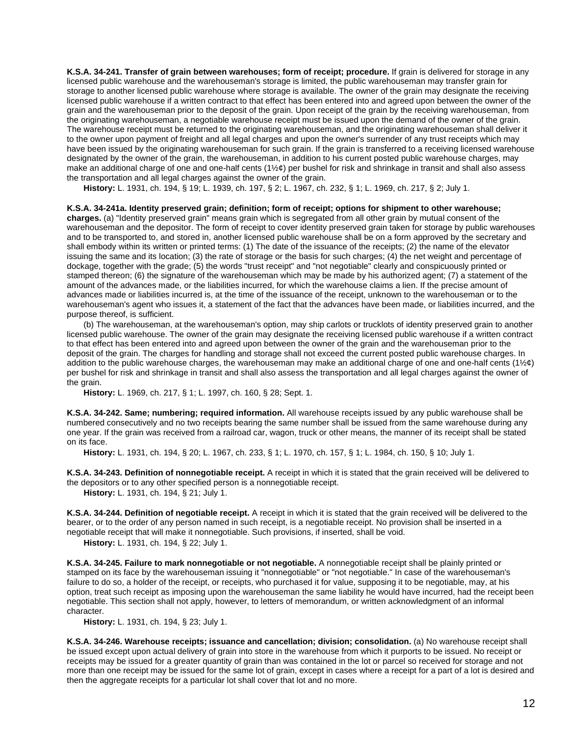**K.S.A. 34-241. Transfer of grain between warehouses; form of receipt; procedure.** If grain is delivered for storage in any licensed public warehouse and the warehouseman's storage is limited, the public warehouseman may transfer grain for storage to another licensed public warehouse where storage is available. The owner of the grain may designate the receiving licensed public warehouse if a written contract to that effect has been entered into and agreed upon between the owner of the grain and the warehouseman prior to the deposit of the grain. Upon receipt of the grain by the receiving warehouseman, from the originating warehouseman, a negotiable warehouse receipt must be issued upon the demand of the owner of the grain. The warehouse receipt must be returned to the originating warehouseman, and the originating warehouseman shall deliver it to the owner upon payment of freight and all legal charges and upon the owner's surrender of any trust receipts which may have been issued by the originating warehouseman for such grain. If the grain is transferred to a receiving licensed warehouse designated by the owner of the grain, the warehouseman, in addition to his current posted public warehouse charges, may make an additional charge of one and one-half cents (1½¢) per bushel for risk and shrinkage in transit and shall also assess the transportation and all legal charges against the owner of the grain.

**History:** L. 1931, ch. 194, § 19; L. 1939, ch. 197, § 2; L. 1967, ch. 232, § 1; L. 1969, ch. 217, § 2; July 1.

**K.S.A. 34-241a. Identity preserved grain; definition; form of receipt; options for shipment to other warehouse; charges.** (a) "Identity preserved grain" means grain which is segregated from all other grain by mutual consent of the warehouseman and the depositor. The form of receipt to cover identity preserved grain taken for storage by public warehouses and to be transported to, and stored in, another licensed public warehouse shall be on a form approved by the secretary and shall embody within its written or printed terms: (1) The date of the issuance of the receipts; (2) the name of the elevator issuing the same and its location; (3) the rate of storage or the basis for such charges; (4) the net weight and percentage of dockage, together with the grade; (5) the words "trust receipt" and "not negotiable" clearly and conspicuously printed or stamped thereon; (6) the signature of the warehouseman which may be made by his authorized agent; (7) a statement of the amount of the advances made, or the liabilities incurred, for which the warehouse claims a lien. If the precise amount of advances made or liabilities incurred is, at the time of the issuance of the receipt, unknown to the warehouseman or to the warehouseman's agent who issues it, a statement of the fact that the advances have been made, or liabilities incurred, and the purpose thereof, is sufficient.

(b) The warehouseman, at the warehouseman's option, may ship carlots or trucklots of identity preserved grain to another licensed public warehouse. The owner of the grain may designate the receiving licensed public warehouse if a written contract to that effect has been entered into and agreed upon between the owner of the grain and the warehouseman prior to the deposit of the grain. The charges for handling and storage shall not exceed the current posted public warehouse charges. In addition to the public warehouse charges, the warehouseman may make an additional charge of one and one-half cents (1½¢) per bushel for risk and shrinkage in transit and shall also assess the transportation and all legal charges against the owner of the grain.

**History:** L. 1969, ch. 217, § 1; L. 1997, ch. 160, § 28; Sept. 1.

**K.S.A. 34-242. Same; numbering; required information.** All warehouse receipts issued by any public warehouse shall be numbered consecutively and no two receipts bearing the same number shall be issued from the same warehouse during any one year. If the grain was received from a railroad car, wagon, truck or other means, the manner of its receipt shall be stated on its face.

**History:** L. 1931, ch. 194, § 20; L. 1967, ch. 233, § 1; L. 1970, ch. 157, § 1; L. 1984, ch. 150, § 10; July 1.

**K.S.A. 34-243. Definition of nonnegotiable receipt.** A receipt in which it is stated that the grain received will be delivered to the depositors or to any other specified person is a nonnegotiable receipt.

**History:** L. 1931, ch. 194, § 21; July 1.

**K.S.A. 34-244. Definition of negotiable receipt.** A receipt in which it is stated that the grain received will be delivered to the bearer, or to the order of any person named in such receipt, is a negotiable receipt. No provision shall be inserted in a negotiable receipt that will make it nonnegotiable. Such provisions, if inserted, shall be void.

**History:** L. 1931, ch. 194, § 22; July 1.

**K.S.A. 34-245. Failure to mark nonnegotiable or not negotiable.** A nonnegotiable receipt shall be plainly printed or stamped on its face by the warehouseman issuing it "nonnegotiable" or "not negotiable." In case of the warehouseman's failure to do so, a holder of the receipt, or receipts, who purchased it for value, supposing it to be negotiable, may, at his option, treat such receipt as imposing upon the warehouseman the same liability he would have incurred, had the receipt been negotiable. This section shall not apply, however, to letters of memorandum, or written acknowledgment of an informal character.

**History:** L. 1931, ch. 194, § 23; July 1.

**K.S.A. 34-246. Warehouse receipts; issuance and cancellation; division; consolidation.** (a) No warehouse receipt shall be issued except upon actual delivery of grain into store in the warehouse from which it purports to be issued. No receipt or receipts may be issued for a greater quantity of grain than was contained in the lot or parcel so received for storage and not more than one receipt may be issued for the same lot of grain, except in cases where a receipt for a part of a lot is desired and then the aggregate receipts for a particular lot shall cover that lot and no more.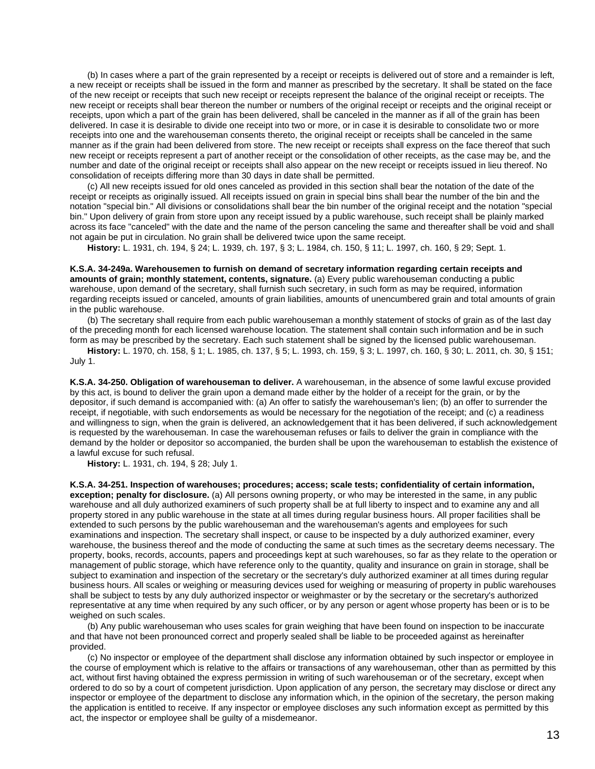(b) In cases where a part of the grain represented by a receipt or receipts is delivered out of store and a remainder is left, a new receipt or receipts shall be issued in the form and manner as prescribed by the secretary. It shall be stated on the face of the new receipt or receipts that such new receipt or receipts represent the balance of the original receipt or receipts. The new receipt or receipts shall bear thereon the number or numbers of the original receipt or receipts and the original receipt or receipts, upon which a part of the grain has been delivered, shall be canceled in the manner as if all of the grain has been delivered. In case it is desirable to divide one receipt into two or more, or in case it is desirable to consolidate two or more receipts into one and the warehouseman consents thereto, the original receipt or receipts shall be canceled in the same manner as if the grain had been delivered from store. The new receipt or receipts shall express on the face thereof that such new receipt or receipts represent a part of another receipt or the consolidation of other receipts, as the case may be, and the number and date of the original receipt or receipts shall also appear on the new receipt or receipts issued in lieu thereof. No consolidation of receipts differing more than 30 days in date shall be permitted.

(c) All new receipts issued for old ones canceled as provided in this section shall bear the notation of the date of the receipt or receipts as originally issued. All receipts issued on grain in special bins shall bear the number of the bin and the notation "special bin." All divisions or consolidations shall bear the bin number of the original receipt and the notation "special bin." Upon delivery of grain from store upon any receipt issued by a public warehouse, such receipt shall be plainly marked across its face "canceled" with the date and the name of the person canceling the same and thereafter shall be void and shall not again be put in circulation. No grain shall be delivered twice upon the same receipt.

**History:** L. 1931, ch. 194, § 24; L. 1939, ch. 197, § 3; L. 1984, ch. 150, § 11; L. 1997, ch. 160, § 29; Sept. 1.

**K.S.A. 34-249a. Warehousemen to furnish on demand of secretary information regarding certain receipts and amounts of grain; monthly statement, contents, signature.** (a) Every public warehouseman conducting a public warehouse, upon demand of the secretary, shall furnish such secretary, in such form as may be required, information regarding receipts issued or canceled, amounts of grain liabilities, amounts of unencumbered grain and total amounts of grain in the public warehouse.

(b) The secretary shall require from each public warehouseman a monthly statement of stocks of grain as of the last day of the preceding month for each licensed warehouse location. The statement shall contain such information and be in such form as may be prescribed by the secretary. Each such statement shall be signed by the licensed public warehouseman.

**History:** L. 1970, ch. 158, § 1; L. 1985, ch. 137, § 5; L. 1993, ch. 159, § 3; L. 1997, ch. 160, § 30; L. 2011, ch. 30, § 151; July 1.

**K.S.A. 34-250. Obligation of warehouseman to deliver.** A warehouseman, in the absence of some lawful excuse provided by this act, is bound to deliver the grain upon a demand made either by the holder of a receipt for the grain, or by the depositor, if such demand is accompanied with: (a) An offer to satisfy the warehouseman's lien; (b) an offer to surrender the receipt, if negotiable, with such endorsements as would be necessary for the negotiation of the receipt; and (c) a readiness and willingness to sign, when the grain is delivered, an acknowledgement that it has been delivered, if such acknowledgement is requested by the warehouseman. In case the warehouseman refuses or fails to deliver the grain in compliance with the demand by the holder or depositor so accompanied, the burden shall be upon the warehouseman to establish the existence of a lawful excuse for such refusal.

**History:** L. 1931, ch. 194, § 28; July 1.

**K.S.A. 34-251. Inspection of warehouses; procedures; access; scale tests; confidentiality of certain information, exception; penalty for disclosure.** (a) All persons owning property, or who may be interested in the same, in any public warehouse and all duly authorized examiners of such property shall be at full liberty to inspect and to examine any and all property stored in any public warehouse in the state at all times during regular business hours. All proper facilities shall be extended to such persons by the public warehouseman and the warehouseman's agents and employees for such examinations and inspection. The secretary shall inspect, or cause to be inspected by a duly authorized examiner, every warehouse, the business thereof and the mode of conducting the same at such times as the secretary deems necessary. The property, books, records, accounts, papers and proceedings kept at such warehouses, so far as they relate to the operation or management of public storage, which have reference only to the quantity, quality and insurance on grain in storage, shall be subject to examination and inspection of the secretary or the secretary's duly authorized examiner at all times during regular business hours. All scales or weighing or measuring devices used for weighing or measuring of property in public warehouses shall be subject to tests by any duly authorized inspector or weighmaster or by the secretary or the secretary's authorized representative at any time when required by any such officer, or by any person or agent whose property has been or is to be weighed on such scales.

(b) Any public warehouseman who uses scales for grain weighing that have been found on inspection to be inaccurate and that have not been pronounced correct and properly sealed shall be liable to be proceeded against as hereinafter provided.

(c) No inspector or employee of the department shall disclose any information obtained by such inspector or employee in the course of employment which is relative to the affairs or transactions of any warehouseman, other than as permitted by this act, without first having obtained the express permission in writing of such warehouseman or of the secretary, except when ordered to do so by a court of competent jurisdiction. Upon application of any person, the secretary may disclose or direct any inspector or employee of the department to disclose any information which, in the opinion of the secretary, the person making the application is entitled to receive. If any inspector or employee discloses any such information except as permitted by this act, the inspector or employee shall be guilty of a misdemeanor.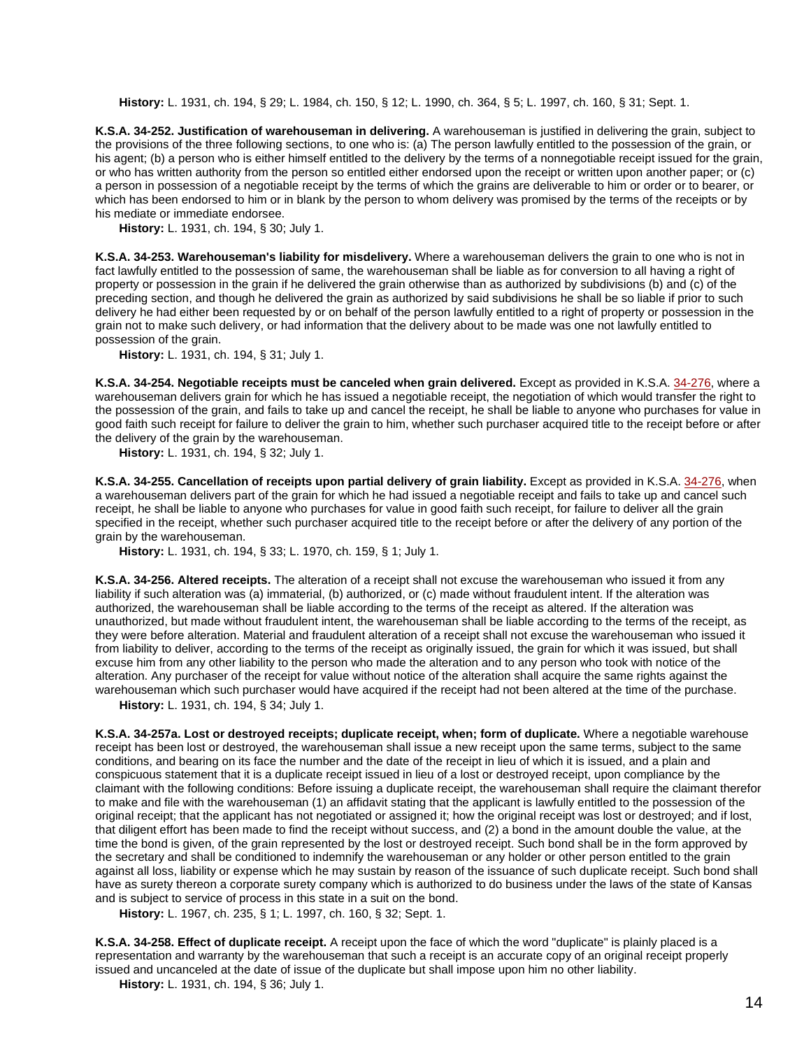**History:** L. 1931, ch. 194, § 29; L. 1984, ch. 150, § 12; L. 1990, ch. 364, § 5; L. 1997, ch. 160, § 31; Sept. 1.

**K.S.A. 34-252. Justification of warehouseman in delivering.** A warehouseman is justified in delivering the grain, subject to the provisions of the three following sections, to one who is: (a) The person lawfully entitled to the possession of the grain, or his agent; (b) a person who is either himself entitled to the delivery by the terms of a nonnegotiable receipt issued for the grain, or who has written authority from the person so entitled either endorsed upon the receipt or written upon another paper; or (c) a person in possession of a negotiable receipt by the terms of which the grains are deliverable to him or order or to bearer, or which has been endorsed to him or in blank by the person to whom delivery was promised by the terms of the receipts or by his mediate or immediate endorsee.

**History:** L. 1931, ch. 194, § 30; July 1.

**K.S.A. 34-253. Warehouseman's liability for misdelivery.** Where a warehouseman delivers the grain to one who is not in fact lawfully entitled to the possession of same, the warehouseman shall be liable as for conversion to all having a right of property or possession in the grain if he delivered the grain otherwise than as authorized by subdivisions (b) and (c) of the preceding section, and though he delivered the grain as authorized by said subdivisions he shall be so liable if prior to such delivery he had either been requested by or on behalf of the person lawfully entitled to a right of property or possession in the grain not to make such delivery, or had information that the delivery about to be made was one not lawfully entitled to possession of the grain.

**History:** L. 1931, ch. 194, § 31; July 1.

**K.S.A. 34-254. Negotiable receipts must be canceled when grain delivered.** Except as provided in K.S.A. 34-276, where a warehouseman delivers grain for which he has issued a negotiable receipt, the negotiation of which would transfer the right to the possession of the grain, and fails to take up and cancel the receipt, he shall be liable to anyone who purchases for value in good faith such receipt for failure to deliver the grain to him, whether such purchaser acquired title to the receipt before or after the delivery of the grain by the warehouseman.

**History:** L. 1931, ch. 194, § 32; July 1.

**K.S.A. 34-255. Cancellation of receipts upon partial delivery of grain liability.** Except as provided in K.S.A. 34-276, when a warehouseman delivers part of the grain for which he had issued a negotiable receipt and fails to take up and cancel such receipt, he shall be liable to anyone who purchases for value in good faith such receipt, for failure to deliver all the grain specified in the receipt, whether such purchaser acquired title to the receipt before or after the delivery of any portion of the grain by the warehouseman.

**History:** L. 1931, ch. 194, § 33; L. 1970, ch. 159, § 1; July 1.

**K.S.A. 34-256. Altered receipts.** The alteration of a receipt shall not excuse the warehouseman who issued it from any liability if such alteration was (a) immaterial, (b) authorized, or (c) made without fraudulent intent. If the alteration was authorized, the warehouseman shall be liable according to the terms of the receipt as altered. If the alteration was unauthorized, but made without fraudulent intent, the warehouseman shall be liable according to the terms of the receipt, as they were before alteration. Material and fraudulent alteration of a receipt shall not excuse the warehouseman who issued it from liability to deliver, according to the terms of the receipt as originally issued, the grain for which it was issued, but shall excuse him from any other liability to the person who made the alteration and to any person who took with notice of the alteration. Any purchaser of the receipt for value without notice of the alteration shall acquire the same rights against the warehouseman which such purchaser would have acquired if the receipt had not been altered at the time of the purchase.

**History:** L. 1931, ch. 194, § 34; July 1.

**K.S.A. 34-257a. Lost or destroyed receipts; duplicate receipt, when; form of duplicate.** Where a negotiable warehouse receipt has been lost or destroyed, the warehouseman shall issue a new receipt upon the same terms, subject to the same conditions, and bearing on its face the number and the date of the receipt in lieu of which it is issued, and a plain and conspicuous statement that it is a duplicate receipt issued in lieu of a lost or destroyed receipt, upon compliance by the claimant with the following conditions: Before issuing a duplicate receipt, the warehouseman shall require the claimant therefor to make and file with the warehouseman (1) an affidavit stating that the applicant is lawfully entitled to the possession of the original receipt; that the applicant has not negotiated or assigned it; how the original receipt was lost or destroyed; and if lost, that diligent effort has been made to find the receipt without success, and (2) a bond in the amount double the value, at the time the bond is given, of the grain represented by the lost or destroyed receipt. Such bond shall be in the form approved by the secretary and shall be conditioned to indemnify the warehouseman or any holder or other person entitled to the grain against all loss, liability or expense which he may sustain by reason of the issuance of such duplicate receipt. Such bond shall have as surety thereon a corporate surety company which is authorized to do business under the laws of the state of Kansas and is subject to service of process in this state in a suit on the bond.

**History:** L. 1967, ch. 235, § 1; L. 1997, ch. 160, § 32; Sept. 1.

**K.S.A. 34-258. Effect of duplicate receipt.** A receipt upon the face of which the word "duplicate" is plainly placed is a representation and warranty by the warehouseman that such a receipt is an accurate copy of an original receipt properly issued and uncanceled at the date of issue of the duplicate but shall impose upon him no other liability.

**History:** L. 1931, ch. 194, § 36; July 1.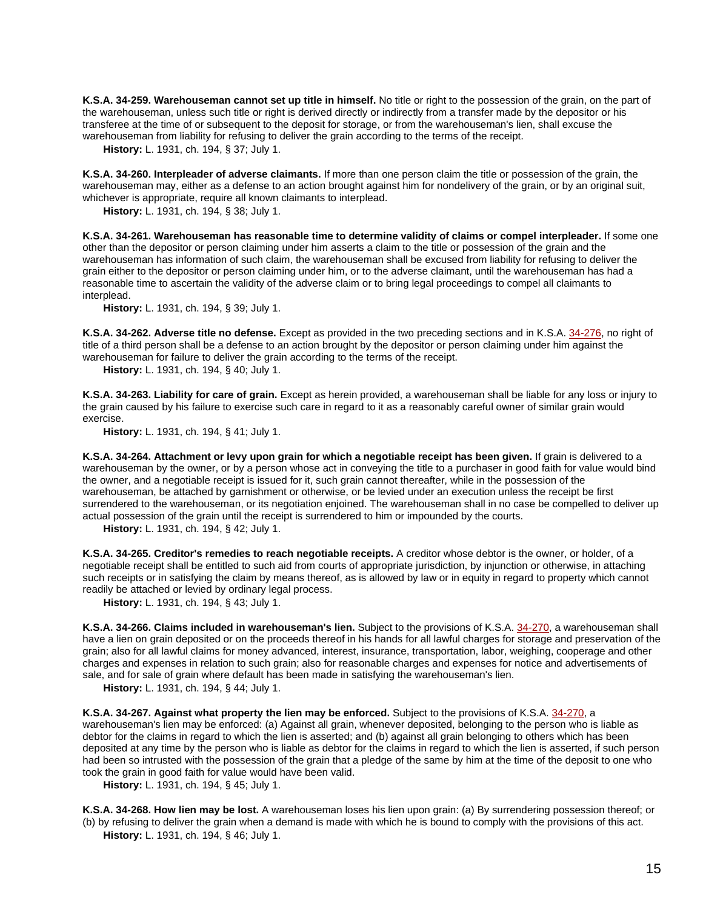**K.S.A. 34-259. Warehouseman cannot set up title in himself.** No title or right to the possession of the grain, on the part of the warehouseman, unless such title or right is derived directly or indirectly from a transfer made by the depositor or his transferee at the time of or subsequent to the deposit for storage, or from the warehouseman's lien, shall excuse the warehouseman from liability for refusing to deliver the grain according to the terms of the receipt.

**History:** L. 1931, ch. 194, § 37; July 1.

**K.S.A. 34-260. Interpleader of adverse claimants.** If more than one person claim the title or possession of the grain, the warehouseman may, either as a defense to an action brought against him for nondelivery of the grain, or by an original suit, whichever is appropriate, require all known claimants to interplead.

**History:** L. 1931, ch. 194, § 38; July 1.

**K.S.A. 34-261. Warehouseman has reasonable time to determine validity of claims or compel interpleader.** If some one other than the depositor or person claiming under him asserts a claim to the title or possession of the grain and the warehouseman has information of such claim, the warehouseman shall be excused from liability for refusing to deliver the grain either to the depositor or person claiming under him, or to the adverse claimant, until the warehouseman has had a reasonable time to ascertain the validity of the adverse claim or to bring legal proceedings to compel all claimants to interplead.

**History:** L. 1931, ch. 194, § 39; July 1.

**K.S.A. 34-262. Adverse title no defense.** Except as provided in the two preceding sections and in K.S.A. 34-276, no right of title of a third person shall be a defense to an action brought by the depositor or person claiming under him against the warehouseman for failure to deliver the grain according to the terms of the receipt.

**History:** L. 1931, ch. 194, § 40; July 1.

**K.S.A. 34-263. Liability for care of grain.** Except as herein provided, a warehouseman shall be liable for any loss or injury to the grain caused by his failure to exercise such care in regard to it as a reasonably careful owner of similar grain would exercise.

**History:** L. 1931, ch. 194, § 41; July 1.

**K.S.A. 34-264. Attachment or levy upon grain for which a negotiable receipt has been given.** If grain is delivered to a warehouseman by the owner, or by a person whose act in conveying the title to a purchaser in good faith for value would bind the owner, and a negotiable receipt is issued for it, such grain cannot thereafter, while in the possession of the warehouseman, be attached by garnishment or otherwise, or be levied under an execution unless the receipt be first surrendered to the warehouseman, or its negotiation enjoined. The warehouseman shall in no case be compelled to deliver up actual possession of the grain until the receipt is surrendered to him or impounded by the courts.

**History:** L. 1931, ch. 194, § 42; July 1.

**K.S.A. 34-265. Creditor's remedies to reach negotiable receipts.** A creditor whose debtor is the owner, or holder, of a negotiable receipt shall be entitled to such aid from courts of appropriate jurisdiction, by injunction or otherwise, in attaching such receipts or in satisfying the claim by means thereof, as is allowed by law or in equity in regard to property which cannot readily be attached or levied by ordinary legal process.

**History:** L. 1931, ch. 194, § 43; July 1.

**K.S.A. 34-266. Claims included in warehouseman's lien.** Subject to the provisions of K.S.A. 34-270, a warehouseman shall have a lien on grain deposited or on the proceeds thereof in his hands for all lawful charges for storage and preservation of the grain; also for all lawful claims for money advanced, interest, insurance, transportation, labor, weighing, cooperage and other charges and expenses in relation to such grain; also for reasonable charges and expenses for notice and advertisements of sale, and for sale of grain where default has been made in satisfying the warehouseman's lien.

**History:** L. 1931, ch. 194, § 44; July 1.

**K.S.A. 34-267. Against what property the lien may be enforced.** Subject to the provisions of K.S.A. 34-270, a warehouseman's lien may be enforced: (a) Against all grain, whenever deposited, belonging to the person who is liable as debtor for the claims in regard to which the lien is asserted; and (b) against all grain belonging to others which has been deposited at any time by the person who is liable as debtor for the claims in regard to which the lien is asserted, if such person had been so intrusted with the possession of the grain that a pledge of the same by him at the time of the deposit to one who took the grain in good faith for value would have been valid.

**History:** L. 1931, ch. 194, § 45; July 1.

**K.S.A. 34-268. How lien may be lost.** A warehouseman loses his lien upon grain: (a) By surrendering possession thereof; or (b) by refusing to deliver the grain when a demand is made with which he is bound to comply with the provisions of this act.

**History:** L. 1931, ch. 194, § 46; July 1.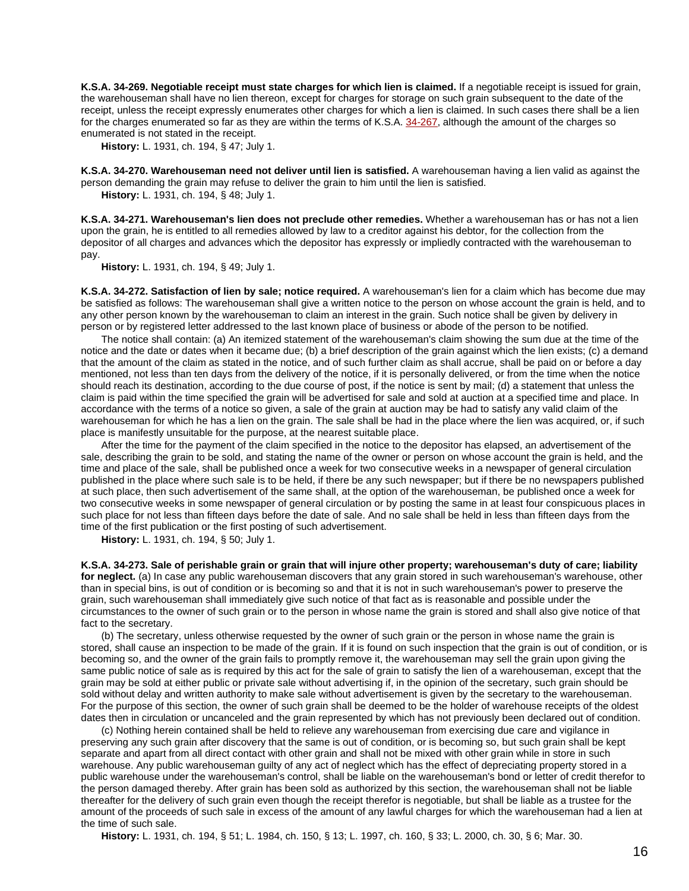**K.S.A. 34-269. Negotiable receipt must state charges for which lien is claimed.** If a negotiable receipt is issued for grain, the warehouseman shall have no lien thereon, except for charges for storage on such grain subsequent to the date of the receipt, unless the receipt expressly enumerates other charges for which a lien is claimed. In such cases there shall be a lien for the charges enumerated so far as they are within the terms of K.S.A. 34-267, although the amount of the charges so enumerated is not stated in the receipt.

**History:** L. 1931, ch. 194, § 47; July 1.

**K.S.A. 34-270. Warehouseman need not deliver until lien is satisfied.** A warehouseman having a lien valid as against the person demanding the grain may refuse to deliver the grain to him until the lien is satisfied.

**History:** L. 1931, ch. 194, § 48; July 1.

**K.S.A. 34-271. Warehouseman's lien does not preclude other remedies.** Whether a warehouseman has or has not a lien upon the grain, he is entitled to all remedies allowed by law to a creditor against his debtor, for the collection from the depositor of all charges and advances which the depositor has expressly or impliedly contracted with the warehouseman to pay.

**History:** L. 1931, ch. 194, § 49; July 1.

**K.S.A. 34-272. Satisfaction of lien by sale; notice required.** A warehouseman's lien for a claim which has become due may be satisfied as follows: The warehouseman shall give a written notice to the person on whose account the grain is held, and to any other person known by the warehouseman to claim an interest in the grain. Such notice shall be given by delivery in person or by registered letter addressed to the last known place of business or abode of the person to be notified.

The notice shall contain: (a) An itemized statement of the warehouseman's claim showing the sum due at the time of the notice and the date or dates when it became due; (b) a brief description of the grain against which the lien exists; (c) a demand that the amount of the claim as stated in the notice, and of such further claim as shall accrue, shall be paid on or before a day mentioned, not less than ten days from the delivery of the notice, if it is personally delivered, or from the time when the notice should reach its destination, according to the due course of post, if the notice is sent by mail; (d) a statement that unless the claim is paid within the time specified the grain will be advertised for sale and sold at auction at a specified time and place. In accordance with the terms of a notice so given, a sale of the grain at auction may be had to satisfy any valid claim of the warehouseman for which he has a lien on the grain. The sale shall be had in the place where the lien was acquired, or, if such place is manifestly unsuitable for the purpose, at the nearest suitable place.

After the time for the payment of the claim specified in the notice to the depositor has elapsed, an advertisement of the sale, describing the grain to be sold, and stating the name of the owner or person on whose account the grain is held, and the time and place of the sale, shall be published once a week for two consecutive weeks in a newspaper of general circulation published in the place where such sale is to be held, if there be any such newspaper; but if there be no newspapers published at such place, then such advertisement of the same shall, at the option of the warehouseman, be published once a week for two consecutive weeks in some newspaper of general circulation or by posting the same in at least four conspicuous places in such place for not less than fifteen days before the date of sale. And no sale shall be held in less than fifteen days from the time of the first publication or the first posting of such advertisement.

**History:** L. 1931, ch. 194, § 50; July 1.

**K.S.A. 34-273. Sale of perishable grain or grain that will injure other property; warehouseman's duty of care; liability for neglect.** (a) In case any public warehouseman discovers that any grain stored in such warehouseman's warehouse, other than in special bins, is out of condition or is becoming so and that it is not in such warehouseman's power to preserve the grain, such warehouseman shall immediately give such notice of that fact as is reasonable and possible under the circumstances to the owner of such grain or to the person in whose name the grain is stored and shall also give notice of that fact to the secretary.

(b) The secretary, unless otherwise requested by the owner of such grain or the person in whose name the grain is stored, shall cause an inspection to be made of the grain. If it is found on such inspection that the grain is out of condition, or is becoming so, and the owner of the grain fails to promptly remove it, the warehouseman may sell the grain upon giving the same public notice of sale as is required by this act for the sale of grain to satisfy the lien of a warehouseman, except that the grain may be sold at either public or private sale without advertising if, in the opinion of the secretary, such grain should be sold without delay and written authority to make sale without advertisement is given by the secretary to the warehouseman. For the purpose of this section, the owner of such grain shall be deemed to be the holder of warehouse receipts of the oldest dates then in circulation or uncanceled and the grain represented by which has not previously been declared out of condition.

(c) Nothing herein contained shall be held to relieve any warehouseman from exercising due care and vigilance in preserving any such grain after discovery that the same is out of condition, or is becoming so, but such grain shall be kept separate and apart from all direct contact with other grain and shall not be mixed with other grain while in store in such warehouse. Any public warehouseman guilty of any act of neglect which has the effect of depreciating property stored in a public warehouse under the warehouseman's control, shall be liable on the warehouseman's bond or letter of credit therefor to the person damaged thereby. After grain has been sold as authorized by this section, the warehouseman shall not be liable thereafter for the delivery of such grain even though the receipt therefor is negotiable, but shall be liable as a trustee for the amount of the proceeds of such sale in excess of the amount of any lawful charges for which the warehouseman had a lien at the time of such sale.

**History:** L. 1931, ch. 194, § 51; L. 1984, ch. 150, § 13; L. 1997, ch. 160, § 33; L. 2000, ch. 30, § 6; Mar. 30.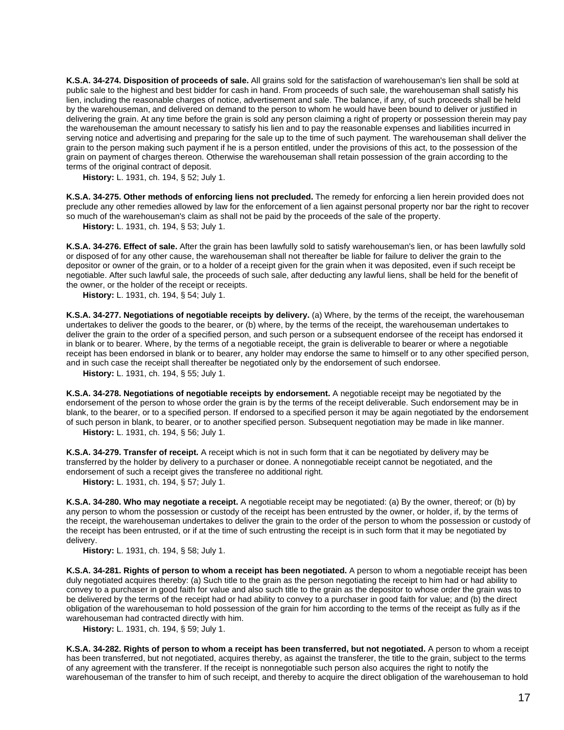**K.S.A. 34-274. Disposition of proceeds of sale.** All grains sold for the satisfaction of warehouseman's lien shall be sold at public sale to the highest and best bidder for cash in hand. From proceeds of such sale, the warehouseman shall satisfy his lien, including the reasonable charges of notice, advertisement and sale. The balance, if any, of such proceeds shall be held by the warehouseman, and delivered on demand to the person to whom he would have been bound to deliver or justified in delivering the grain. At any time before the grain is sold any person claiming a right of property or possession therein may pay the warehouseman the amount necessary to satisfy his lien and to pay the reasonable expenses and liabilities incurred in serving notice and advertising and preparing for the sale up to the time of such payment. The warehouseman shall deliver the grain to the person making such payment if he is a person entitled, under the provisions of this act, to the possession of the grain on payment of charges thereon. Otherwise the warehouseman shall retain possession of the grain according to the terms of the original contract of deposit.

**History:** L. 1931, ch. 194, § 52; July 1.

**K.S.A. 34-275. Other methods of enforcing liens not precluded.** The remedy for enforcing a lien herein provided does not preclude any other remedies allowed by law for the enforcement of a lien against personal property nor bar the right to recover so much of the warehouseman's claim as shall not be paid by the proceeds of the sale of the property.

**History:** L. 1931, ch. 194, § 53; July 1.

**K.S.A. 34-276. Effect of sale.** After the grain has been lawfully sold to satisfy warehouseman's lien, or has been lawfully sold or disposed of for any other cause, the warehouseman shall not thereafter be liable for failure to deliver the grain to the depositor or owner of the grain, or to a holder of a receipt given for the grain when it was deposited, even if such receipt be negotiable. After such lawful sale, the proceeds of such sale, after deducting any lawful liens, shall be held for the benefit of the owner, or the holder of the receipt or receipts.

**History:** L. 1931, ch. 194, § 54; July 1.

**K.S.A. 34-277. Negotiations of negotiable receipts by delivery.** (a) Where, by the terms of the receipt, the warehouseman undertakes to deliver the goods to the bearer, or (b) where, by the terms of the receipt, the warehouseman undertakes to deliver the grain to the order of a specified person, and such person or a subsequent endorsee of the receipt has endorsed it in blank or to bearer. Where, by the terms of a negotiable receipt, the grain is deliverable to bearer or where a negotiable receipt has been endorsed in blank or to bearer, any holder may endorse the same to himself or to any other specified person, and in such case the receipt shall thereafter be negotiated only by the endorsement of such endorsee.

**History:** L. 1931, ch. 194, § 55; July 1.

**K.S.A. 34-278. Negotiations of negotiable receipts by endorsement.** A negotiable receipt may be negotiated by the endorsement of the person to whose order the grain is by the terms of the receipt deliverable. Such endorsement may be in blank, to the bearer, or to a specified person. If endorsed to a specified person it may be again negotiated by the endorsement of such person in blank, to bearer, or to another specified person. Subsequent negotiation may be made in like manner.

**History:** L. 1931, ch. 194, § 56; July 1.

**K.S.A. 34-279. Transfer of receipt.** A receipt which is not in such form that it can be negotiated by delivery may be transferred by the holder by delivery to a purchaser or donee. A nonnegotiable receipt cannot be negotiated, and the endorsement of such a receipt gives the transferee no additional right.

**History:** L. 1931, ch. 194, § 57; July 1.

**K.S.A. 34-280. Who may negotiate a receipt.** A negotiable receipt may be negotiated: (a) By the owner, thereof; or (b) by any person to whom the possession or custody of the receipt has been entrusted by the owner, or holder, if, by the terms of the receipt, the warehouseman undertakes to deliver the grain to the order of the person to whom the possession or custody of the receipt has been entrusted, or if at the time of such entrusting the receipt is in such form that it may be negotiated by delivery.

**History:** L. 1931, ch. 194, § 58; July 1.

**K.S.A. 34-281. Rights of person to whom a receipt has been negotiated.** A person to whom a negotiable receipt has been duly negotiated acquires thereby: (a) Such title to the grain as the person negotiating the receipt to him had or had ability to convey to a purchaser in good faith for value and also such title to the grain as the depositor to whose order the grain was to be delivered by the terms of the receipt had or had ability to convey to a purchaser in good faith for value; and (b) the direct obligation of the warehouseman to hold possession of the grain for him according to the terms of the receipt as fully as if the warehouseman had contracted directly with him.

**History:** L. 1931, ch. 194, § 59; July 1.

**K.S.A. 34-282. Rights of person to whom a receipt has been transferred, but not negotiated.** A person to whom a receipt has been transferred, but not negotiated, acquires thereby, as against the transferer, the title to the grain, subject to the terms of any agreement with the transferer. If the receipt is nonnegotiable such person also acquires the right to notify the warehouseman of the transfer to him of such receipt, and thereby to acquire the direct obligation of the warehouseman to hold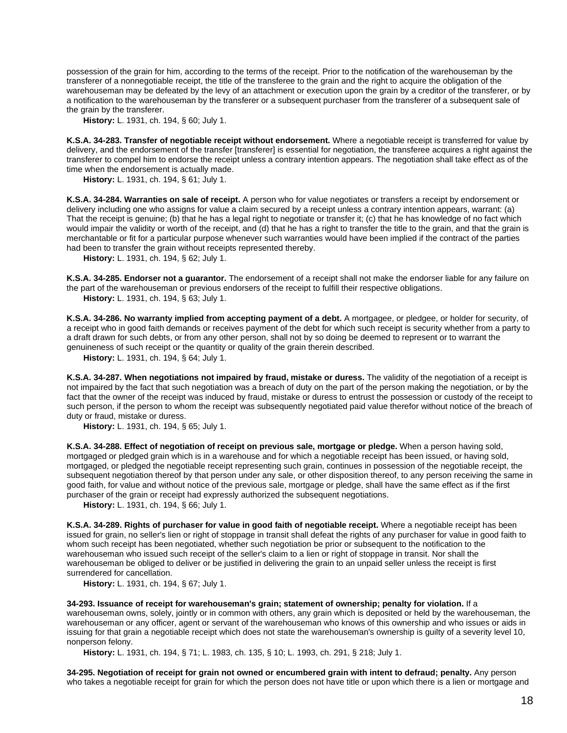possession of the grain for him, according to the terms of the receipt. Prior to the notification of the warehouseman by the transferer of a nonnegotiable receipt, the title of the transferee to the grain and the right to acquire the obligation of the warehouseman may be defeated by the levy of an attachment or execution upon the grain by a creditor of the transferer, or by a notification to the warehouseman by the transferer or a subsequent purchaser from the transferer of a subsequent sale of the grain by the transferer.

**History:** L. 1931, ch. 194, § 60; July 1.

**K.S.A. 34-283. Transfer of negotiable receipt without endorsement.** Where a negotiable receipt is transferred for value by delivery, and the endorsement of the transfer [transferer] is essential for negotiation, the transferee acquires a right against the transferer to compel him to endorse the receipt unless a contrary intention appears. The negotiation shall take effect as of the time when the endorsement is actually made.

**History:** L. 1931, ch. 194, § 61; July 1.

**K.S.A. 34-284. Warranties on sale of receipt.** A person who for value negotiates or transfers a receipt by endorsement or delivery including one who assigns for value a claim secured by a receipt unless a contrary intention appears, warrant: (a) That the receipt is genuine; (b) that he has a legal right to negotiate or transfer it; (c) that he has knowledge of no fact which would impair the validity or worth of the receipt, and (d) that he has a right to transfer the title to the grain, and that the grain is merchantable or fit for a particular purpose whenever such warranties would have been implied if the contract of the parties had been to transfer the grain without receipts represented thereby.

**History:** L. 1931, ch. 194, § 62; July 1.

**K.S.A. 34-285. Endorser not a guarantor.** The endorsement of a receipt shall not make the endorser liable for any failure on the part of the warehouseman or previous endorsers of the receipt to fulfill their respective obligations.

**History:** L. 1931, ch. 194, § 63; July 1.

**K.S.A. 34-286. No warranty implied from accepting payment of a debt.** A mortgagee, or pledgee, or holder for security, of a receipt who in good faith demands or receives payment of the debt for which such receipt is security whether from a party to a draft drawn for such debts, or from any other person, shall not by so doing be deemed to represent or to warrant the genuineness of such receipt or the quantity or quality of the grain therein described.

**History:** L. 1931, ch. 194, § 64; July 1.

**K.S.A. 34-287. When negotiations not impaired by fraud, mistake or duress.** The validity of the negotiation of a receipt is not impaired by the fact that such negotiation was a breach of duty on the part of the person making the negotiation, or by the fact that the owner of the receipt was induced by fraud, mistake or duress to entrust the possession or custody of the receipt to such person, if the person to whom the receipt was subsequently negotiated paid value therefor without notice of the breach of duty or fraud, mistake or duress.

**History:** L. 1931, ch. 194, § 65; July 1.

**K.S.A. 34-288. Effect of negotiation of receipt on previous sale, mortgage or pledge.** When a person having sold, mortgaged or pledged grain which is in a warehouse and for which a negotiable receipt has been issued, or having sold, mortgaged, or pledged the negotiable receipt representing such grain, continues in possession of the negotiable receipt, the subsequent negotiation thereof by that person under any sale, or other disposition thereof, to any person receiving the same in good faith, for value and without notice of the previous sale, mortgage or pledge, shall have the same effect as if the first purchaser of the grain or receipt had expressly authorized the subsequent negotiations.

**History:** L. 1931, ch. 194, § 66; July 1.

**K.S.A. 34-289. Rights of purchaser for value in good faith of negotiable receipt.** Where a negotiable receipt has been issued for grain, no seller's lien or right of stoppage in transit shall defeat the rights of any purchaser for value in good faith to whom such receipt has been negotiated, whether such negotiation be prior or subsequent to the notification to the warehouseman who issued such receipt of the seller's claim to a lien or right of stoppage in transit. Nor shall the warehouseman be obliged to deliver or be justified in delivering the grain to an unpaid seller unless the receipt is first surrendered for cancellation.

**History:** L. 1931, ch. 194, § 67; July 1.

**34-293. Issuance of receipt for warehouseman's grain; statement of ownership; penalty for violation.** If a warehouseman owns, solely, jointly or in common with others, any grain which is deposited or held by the warehouseman, the warehouseman or any officer, agent or servant of the warehouseman who knows of this ownership and who issues or aids in issuing for that grain a negotiable receipt which does not state the warehouseman's ownership is guilty of a severity level 10, nonperson felony.

**History:** L. 1931, ch. 194, § 71; L. 1983, ch. 135, § 10; L. 1993, ch. 291, § 218; July 1.

**34-295. Negotiation of receipt for grain not owned or encumbered grain with intent to defraud; penalty.** Any person who takes a negotiable receipt for grain for which the person does not have title or upon which there is a lien or mortgage and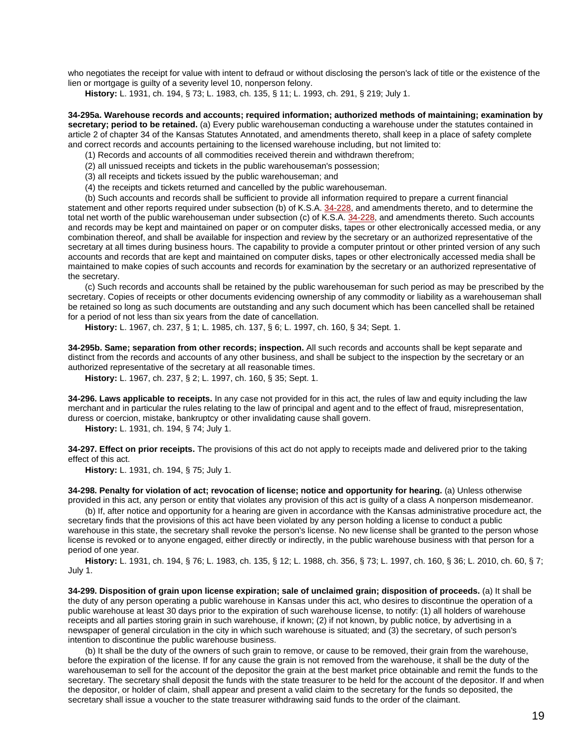who negotiates the receipt for value with intent to defraud or without disclosing the person's lack of title or the existence of the lien or mortgage is guilty of a severity level 10, nonperson felony.

**History:** L. 1931, ch. 194, § 73; L. 1983, ch. 135, § 11; L. 1993, ch. 291, § 219; July 1.

**34-295a. Warehouse records and accounts; required information; authorized methods of maintaining; examination by secretary; period to be retained.** (a) Every public warehouseman conducting a warehouse under the statutes contained in article 2 of chapter 34 of the Kansas Statutes Annotated, and amendments thereto, shall keep in a place of safety complete and correct records and accounts pertaining to the licensed warehouse including, but not limited to:

(1) Records and accounts of all commodities received therein and withdrawn therefrom;

(2) all unissued receipts and tickets in the public warehouseman's possession;

(3) all receipts and tickets issued by the public warehouseman; and

(4) the receipts and tickets returned and cancelled by the public warehouseman.

(b) Such accounts and records shall be sufficient to provide all information required to prepare a current financial statement and other reports required under subsection (b) of K.S.A. 34-228, and amendments thereto, and to determine the total net worth of the public warehouseman under subsection (c) of K.S.A. 34-228, and amendments thereto. Such accounts and records may be kept and maintained on paper or on computer disks, tapes or other electronically accessed media, or any combination thereof, and shall be available for inspection and review by the secretary or an authorized representative of the secretary at all times during business hours. The capability to provide a computer printout or other printed version of any such accounts and records that are kept and maintained on computer disks, tapes or other electronically accessed media shall be maintained to make copies of such accounts and records for examination by the secretary or an authorized representative of the secretary.

(c) Such records and accounts shall be retained by the public warehouseman for such period as may be prescribed by the secretary. Copies of receipts or other documents evidencing ownership of any commodity or liability as a warehouseman shall be retained so long as such documents are outstanding and any such document which has been cancelled shall be retained for a period of not less than six years from the date of cancellation.

**History:** L. 1967, ch. 237, § 1; L. 1985, ch. 137, § 6; L. 1997, ch. 160, § 34; Sept. 1.

**34-295b. Same; separation from other records; inspection.** All such records and accounts shall be kept separate and distinct from the records and accounts of any other business, and shall be subject to the inspection by the secretary or an authorized representative of the secretary at all reasonable times.

**History:** L. 1967, ch. 237, § 2; L. 1997, ch. 160, § 35; Sept. 1.

**34-296. Laws applicable to receipts.** In any case not provided for in this act, the rules of law and equity including the law merchant and in particular the rules relating to the law of principal and agent and to the effect of fraud, misrepresentation, duress or coercion, mistake, bankruptcy or other invalidating cause shall govern.

**History:** L. 1931, ch. 194, § 74; July 1.

**34-297. Effect on prior receipts.** The provisions of this act do not apply to receipts made and delivered prior to the taking effect of this act.

**History:** L. 1931, ch. 194, § 75; July 1.

**34-298. Penalty for violation of act; revocation of license; notice and opportunity for hearing.** (a) Unless otherwise provided in this act, any person or entity that violates any provision of this act is guilty of a class A nonperson misdemeanor.

(b) If, after notice and opportunity for a hearing are given in accordance with the Kansas administrative procedure act, the secretary finds that the provisions of this act have been violated by any person holding a license to conduct a public warehouse in this state, the secretary shall revoke the person's license. No new license shall be granted to the person whose license is revoked or to anyone engaged, either directly or indirectly, in the public warehouse business with that person for a period of one year.

**History:** L. 1931, ch. 194, § 76; L. 1983, ch. 135, § 12; L. 1988, ch. 356, § 73; L. 1997, ch. 160, § 36; L. 2010, ch. 60, § 7; July 1.

**34-299. Disposition of grain upon license expiration; sale of unclaimed grain; disposition of proceeds.** (a) It shall be the duty of any person operating a public warehouse in Kansas under this act, who desires to discontinue the operation of a public warehouse at least 30 days prior to the expiration of such warehouse license, to notify: (1) all holders of warehouse receipts and all parties storing grain in such warehouse, if known; (2) if not known, by public notice, by advertising in a newspaper of general circulation in the city in which such warehouse is situated; and (3) the secretary, of such person's intention to discontinue the public warehouse business.

(b) It shall be the duty of the owners of such grain to remove, or cause to be removed, their grain from the warehouse, before the expiration of the license. If for any cause the grain is not removed from the warehouse, it shall be the duty of the warehouseman to sell for the account of the depositor the grain at the best market price obtainable and remit the funds to the secretary. The secretary shall deposit the funds with the state treasurer to be held for the account of the depositor. If and when the depositor, or holder of claim, shall appear and present a valid claim to the secretary for the funds so deposited, the secretary shall issue a voucher to the state treasurer withdrawing said funds to the order of the claimant.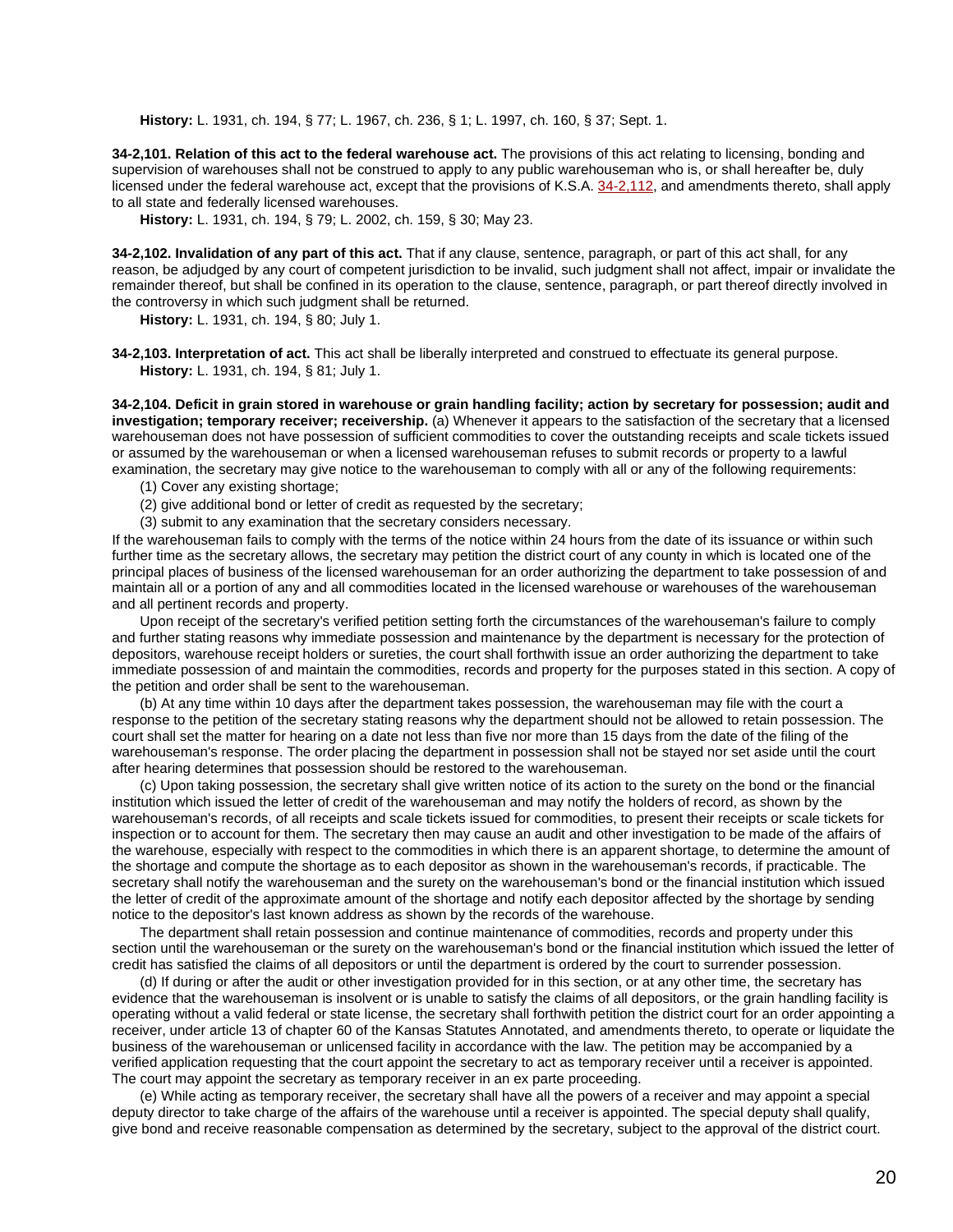**History:** L. 1931, ch. 194, § 77; L. 1967, ch. 236, § 1; L. 1997, ch. 160, § 37; Sept. 1.

**34-2,101. Relation of this act to the federal warehouse act.** The provisions of this act relating to licensing, bonding and supervision of warehouses shall not be construed to apply to any public warehouseman who is, or shall hereafter be, duly licensed under the federal warehouse act, except that the provisions of K.S.A. 34-2,112, and amendments thereto, shall apply to all state and federally licensed warehouses.

**History:** L. 1931, ch. 194, § 79; L. 2002, ch. 159, § 30; May 23.

**34-2,102. Invalidation of any part of this act.** That if any clause, sentence, paragraph, or part of this act shall, for any reason, be adjudged by any court of competent jurisdiction to be invalid, such judgment shall not affect, impair or invalidate the remainder thereof, but shall be confined in its operation to the clause, sentence, paragraph, or part thereof directly involved in the controversy in which such judgment shall be returned.

**History:** L. 1931, ch. 194, § 80; July 1.

**34-2,103. Interpretation of act.** This act shall be liberally interpreted and construed to effectuate its general purpose.

**History:** L. 1931, ch. 194, § 81; July 1.

**34-2,104. Deficit in grain stored in warehouse or grain handling facility; action by secretary for possession; audit and investigation; temporary receiver; receivership.** (a) Whenever it appears to the satisfaction of the secretary that a licensed warehouseman does not have possession of sufficient commodities to cover the outstanding receipts and scale tickets issued or assumed by the warehouseman or when a licensed warehouseman refuses to submit records or property to a lawful examination, the secretary may give notice to the warehouseman to comply with all or any of the following requirements:

(1) Cover any existing shortage;

(2) give additional bond or letter of credit as requested by the secretary;

(3) submit to any examination that the secretary considers necessary.

If the warehouseman fails to comply with the terms of the notice within 24 hours from the date of its issuance or within such further time as the secretary allows, the secretary may petition the district court of any county in which is located one of the principal places of business of the licensed warehouseman for an order authorizing the department to take possession of and maintain all or a portion of any and all commodities located in the licensed warehouse or warehouses of the warehouseman and all pertinent records and property.

Upon receipt of the secretary's verified petition setting forth the circumstances of the warehouseman's failure to comply and further stating reasons why immediate possession and maintenance by the department is necessary for the protection of depositors, warehouse receipt holders or sureties, the court shall forthwith issue an order authorizing the department to take immediate possession of and maintain the commodities, records and property for the purposes stated in this section. A copy of the petition and order shall be sent to the warehouseman.

(b) At any time within 10 days after the department takes possession, the warehouseman may file with the court a response to the petition of the secretary stating reasons why the department should not be allowed to retain possession. The court shall set the matter for hearing on a date not less than five nor more than 15 days from the date of the filing of the warehouseman's response. The order placing the department in possession shall not be stayed nor set aside until the court after hearing determines that possession should be restored to the warehouseman.

(c) Upon taking possession, the secretary shall give written notice of its action to the surety on the bond or the financial institution which issued the letter of credit of the warehouseman and may notify the holders of record, as shown by the warehouseman's records, of all receipts and scale tickets issued for commodities, to present their receipts or scale tickets for inspection or to account for them. The secretary then may cause an audit and other investigation to be made of the affairs of the warehouse, especially with respect to the commodities in which there is an apparent shortage, to determine the amount of the shortage and compute the shortage as to each depositor as shown in the warehouseman's records, if practicable. The secretary shall notify the warehouseman and the surety on the warehouseman's bond or the financial institution which issued the letter of credit of the approximate amount of the shortage and notify each depositor affected by the shortage by sending notice to the depositor's last known address as shown by the records of the warehouse.

The department shall retain possession and continue maintenance of commodities, records and property under this section until the warehouseman or the surety on the warehouseman's bond or the financial institution which issued the letter of credit has satisfied the claims of all depositors or until the department is ordered by the court to surrender possession.

(d) If during or after the audit or other investigation provided for in this section, or at any other time, the secretary has evidence that the warehouseman is insolvent or is unable to satisfy the claims of all depositors, or the grain handling facility is operating without a valid federal or state license, the secretary shall forthwith petition the district court for an order appointing a receiver, under article 13 of chapter 60 of the Kansas Statutes Annotated, and amendments thereto, to operate or liquidate the business of the warehouseman or unlicensed facility in accordance with the law. The petition may be accompanied by a verified application requesting that the court appoint the secretary to act as temporary receiver until a receiver is appointed. The court may appoint the secretary as temporary receiver in an ex parte proceeding.

(e) While acting as temporary receiver, the secretary shall have all the powers of a receiver and may appoint a special deputy director to take charge of the affairs of the warehouse until a receiver is appointed. The special deputy shall qualify, give bond and receive reasonable compensation as determined by the secretary, subject to the approval of the district court.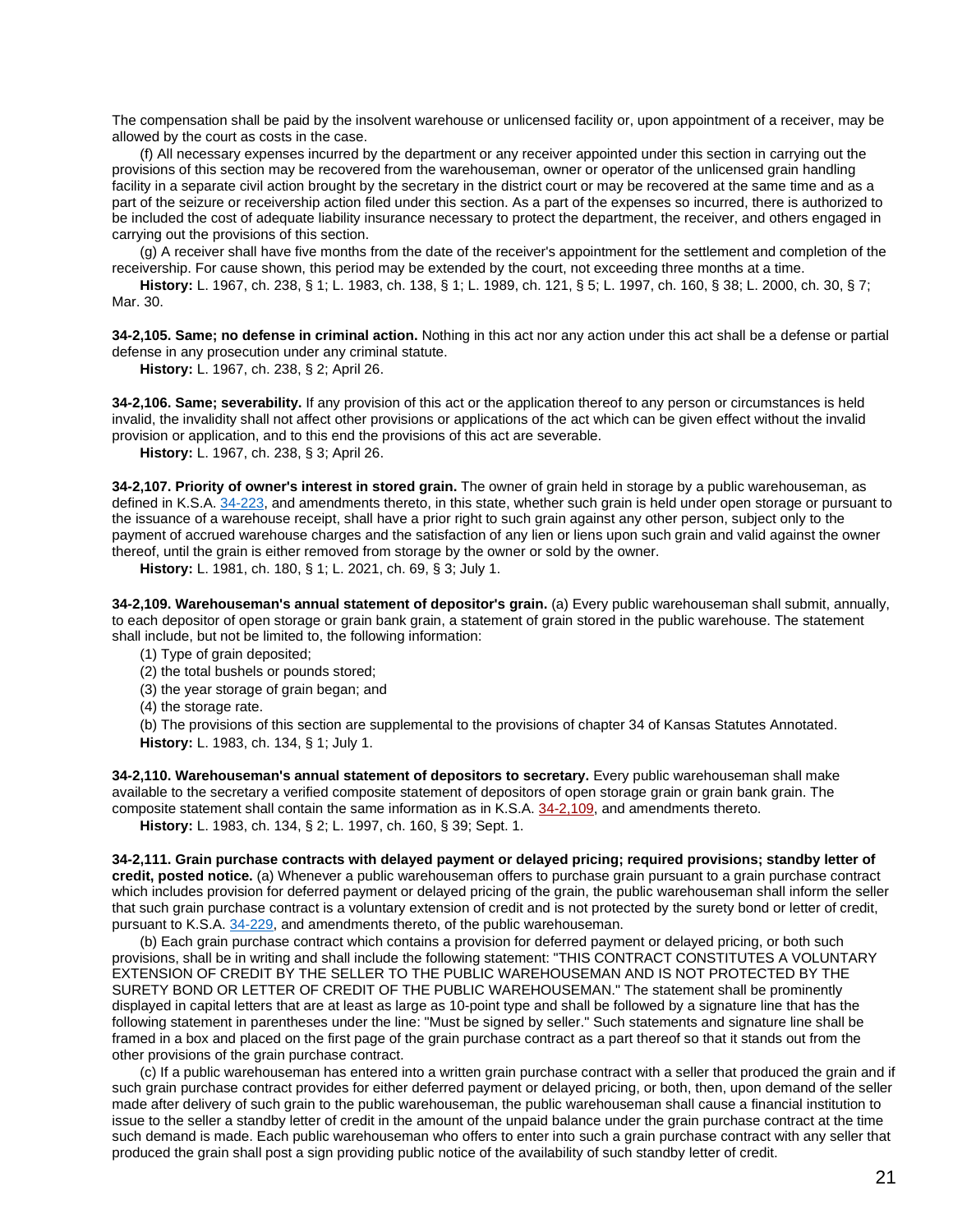The compensation shall be paid by the insolvent warehouse or unlicensed facility or, upon appointment of a receiver, may be allowed by the court as costs in the case.

(f) All necessary expenses incurred by the department or any receiver appointed under this section in carrying out the provisions of this section may be recovered from the warehouseman, owner or operator of the unlicensed grain handling facility in a separate civil action brought by the secretary in the district court or may be recovered at the same time and as a part of the seizure or receivership action filed under this section. As a part of the expenses so incurred, there is authorized to be included the cost of adequate liability insurance necessary to protect the department, the receiver, and others engaged in carrying out the provisions of this section.

(g) A receiver shall have five months from the date of the receiver's appointment for the settlement and completion of the receivership. For cause shown, this period may be extended by the court, not exceeding three months at a time.

**History:** L. 1967, ch. 238, § 1; L. 1983, ch. 138, § 1; L. 1989, ch. 121, § 5; L. 1997, ch. 160, § 38; L. 2000, ch. 30, § 7; Mar. 30.

**34-2,105. Same; no defense in criminal action.** Nothing in this act nor any action under this act shall be a defense or partial defense in any prosecution under any criminal statute.

**History:** L. 1967, ch. 238, § 2; April 26.

**34-2,106. Same; severability.** If any provision of this act or the application thereof to any person or circumstances is held invalid, the invalidity shall not affect other provisions or applications of the act which can be given effect without the invalid provision or application, and to this end the provisions of this act are severable.

**History:** L. 1967, ch. 238, § 3; April 26.

**34-2,107. Priority of owner's interest in stored grain.** The owner of grain held in storage by a public warehouseman, as defined in K.S.A. 34-223, and amendments thereto, in this state, whether such grain is held under open storage or pursuant to the issuance of a warehouse receipt, shall have a prior right to such grain against any other person, subject only to the payment of accrued warehouse charges and the satisfaction of any lien or liens upon such grain and valid against the owner thereof, until the grain is either removed from storage by the owner or sold by the owner.

**History:** L. 1981, ch. 180, § 1; L. 2021, ch. 69, § 3; July 1.

**34-2,109. Warehouseman's annual statement of depositor's grain.** (a) Every public warehouseman shall submit, annually, to each depositor of open storage or grain bank grain, a statement of grain stored in the public warehouse. The statement shall include, but not be limited to, the following information:

(1) Type of grain deposited;

(2) the total bushels or pounds stored;

(3) the year storage of grain began; and

(4) the storage rate.

(b) The provisions of this section are supplemental to the provisions of chapter 34 of Kansas Statutes Annotated.

**History:** L. 1983, ch. 134, § 1; July 1.

**34-2,110. Warehouseman's annual statement of depositors to secretary.** Every public warehouseman shall make available to the secretary a verified composite statement of depositors of open storage grain or grain bank grain. The composite statement shall contain the same information as in K.S.A. 34-2,109, and amendments thereto.

**History:** L. 1983, ch. 134, § 2; L. 1997, ch. 160, § 39; Sept. 1.

**34-2,111. Grain purchase contracts with delayed payment or delayed pricing; required provisions; standby letter of credit, posted notice.** (a) Whenever a public warehouseman offers to purchase grain pursuant to a grain purchase contract which includes provision for deferred payment or delayed pricing of the grain, the public warehouseman shall inform the seller that such grain purchase contract is a voluntary extension of credit and is not protected by the surety bond or letter of credit, pursuant to K.S.A. 34-229, and amendments thereto, of the public warehouseman.

(b) Each grain purchase contract which contains a provision for deferred payment or delayed pricing, or both such provisions, shall be in writing and shall include the following statement: "THIS CONTRACT CONSTITUTES A VOLUNTARY EXTENSION OF CREDIT BY THE SELLER TO THE PUBLIC WAREHOUSEMAN AND IS NOT PROTECTED BY THE SURETY BOND OR LETTER OF CREDIT OF THE PUBLIC WAREHOUSEMAN." The statement shall be prominently displayed in capital letters that are at least as large as 10-point type and shall be followed by a signature line that has the following statement in parentheses under the line: "Must be signed by seller." Such statements and signature line shall be framed in a box and placed on the first page of the grain purchase contract as a part thereof so that it stands out from the other provisions of the grain purchase contract.

(c) If a public warehouseman has entered into a written grain purchase contract with a seller that produced the grain and if such grain purchase contract provides for either deferred payment or delayed pricing, or both, then, upon demand of the seller made after delivery of such grain to the public warehouseman, the public warehouseman shall cause a financial institution to issue to the seller a standby letter of credit in the amount of the unpaid balance under the grain purchase contract at the time such demand is made. Each public warehouseman who offers to enter into such a grain purchase contract with any seller that produced the grain shall post a sign providing public notice of the availability of such standby letter of credit.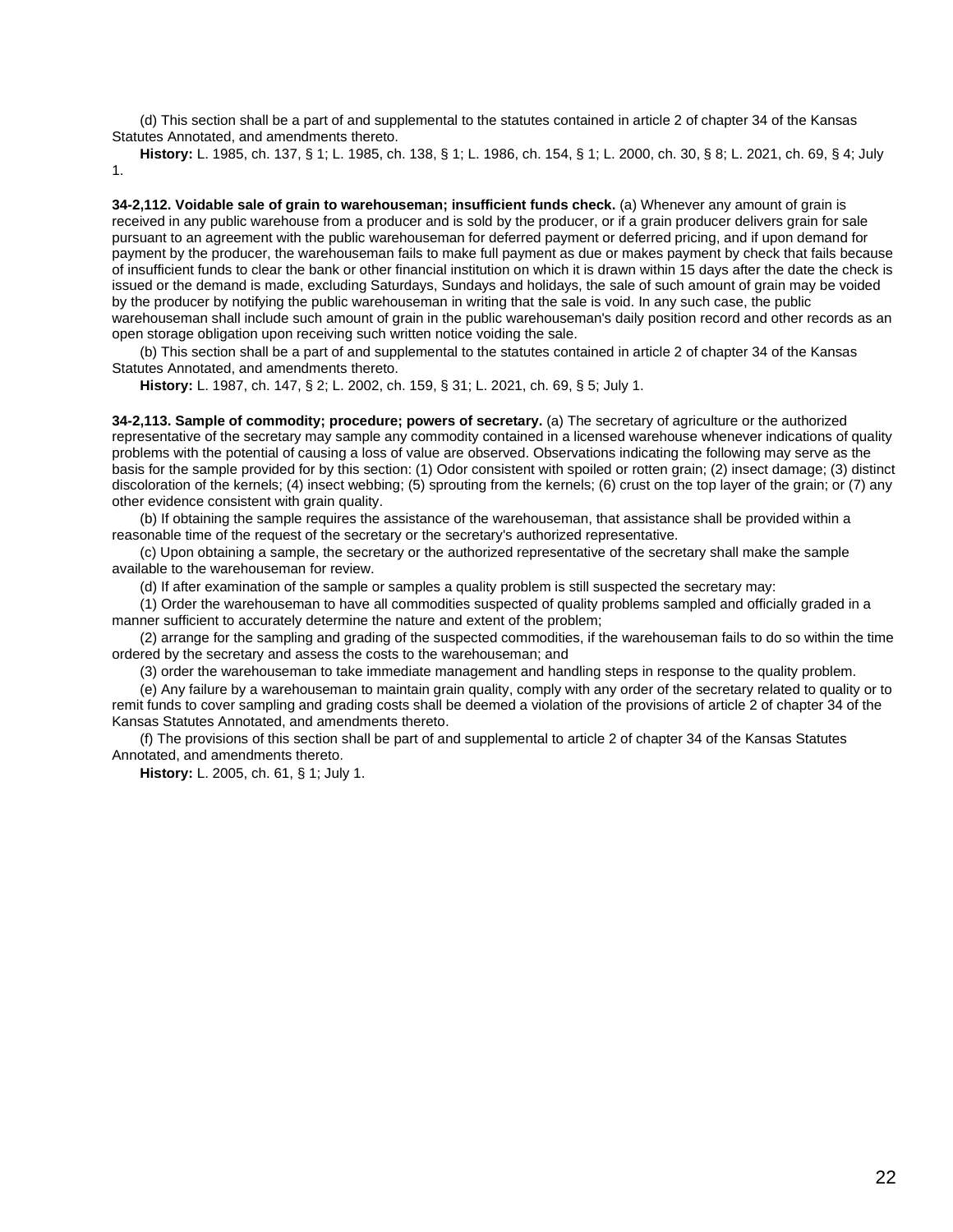(d) This section shall be a part of and supplemental to the statutes contained in article 2 of chapter 34 of the Kansas Statutes Annotated, and amendments thereto.

**History:** L. 1985, ch. 137, § 1; L. 1985, ch. 138, § 1; L. 1986, ch. 154, § 1; L. 2000, ch. 30, § 8; L. 2021, ch. 69, § 4; July 1.

**34-2,112. Voidable sale of grain to warehouseman; insufficient funds check.** (a) Whenever any amount of grain is received in any public warehouse from a producer and is sold by the producer, or if a grain producer delivers grain for sale pursuant to an agreement with the public warehouseman for deferred payment or deferred pricing, and if upon demand for payment by the producer, the warehouseman fails to make full payment as due or makes payment by check that fails because of insufficient funds to clear the bank or other financial institution on which it is drawn within 15 days after the date the check is issued or the demand is made, excluding Saturdays, Sundays and holidays, the sale of such amount of grain may be voided by the producer by notifying the public warehouseman in writing that the sale is void. In any such case, the public warehouseman shall include such amount of grain in the public warehouseman's daily position record and other records as an open storage obligation upon receiving such written notice voiding the sale.

(b) This section shall be a part of and supplemental to the statutes contained in article 2 of chapter 34 of the Kansas Statutes Annotated, and amendments thereto.

**History:** L. 1987, ch. 147, § 2; L. 2002, ch. 159, § 31; L. 2021, ch. 69, § 5; July 1.

**34-2,113. Sample of commodity; procedure; powers of secretary.** (a) The secretary of agriculture or the authorized representative of the secretary may sample any commodity contained in a licensed warehouse whenever indications of quality problems with the potential of causing a loss of value are observed. Observations indicating the following may serve as the basis for the sample provided for by this section: (1) Odor consistent with spoiled or rotten grain; (2) insect damage; (3) distinct discoloration of the kernels; (4) insect webbing; (5) sprouting from the kernels; (6) crust on the top layer of the grain; or (7) any other evidence consistent with grain quality.

(b) If obtaining the sample requires the assistance of the warehouseman, that assistance shall be provided within a reasonable time of the request of the secretary or the secretary's authorized representative.

(c) Upon obtaining a sample, the secretary or the authorized representative of the secretary shall make the sample available to the warehouseman for review.

(d) If after examination of the sample or samples a quality problem is still suspected the secretary may:

(1) Order the warehouseman to have all commodities suspected of quality problems sampled and officially graded in a manner sufficient to accurately determine the nature and extent of the problem;

(2) arrange for the sampling and grading of the suspected commodities, if the warehouseman fails to do so within the time ordered by the secretary and assess the costs to the warehouseman; and

(3) order the warehouseman to take immediate management and handling steps in response to the quality problem.

(e) Any failure by a warehouseman to maintain grain quality, comply with any order of the secretary related to quality or to remit funds to cover sampling and grading costs shall be deemed a violation of the provisions of article 2 of chapter 34 of the Kansas Statutes Annotated, and amendments thereto.

(f) The provisions of this section shall be part of and supplemental to article 2 of chapter 34 of the Kansas Statutes Annotated, and amendments thereto.

**History:** L. 2005, ch. 61, § 1; July 1.